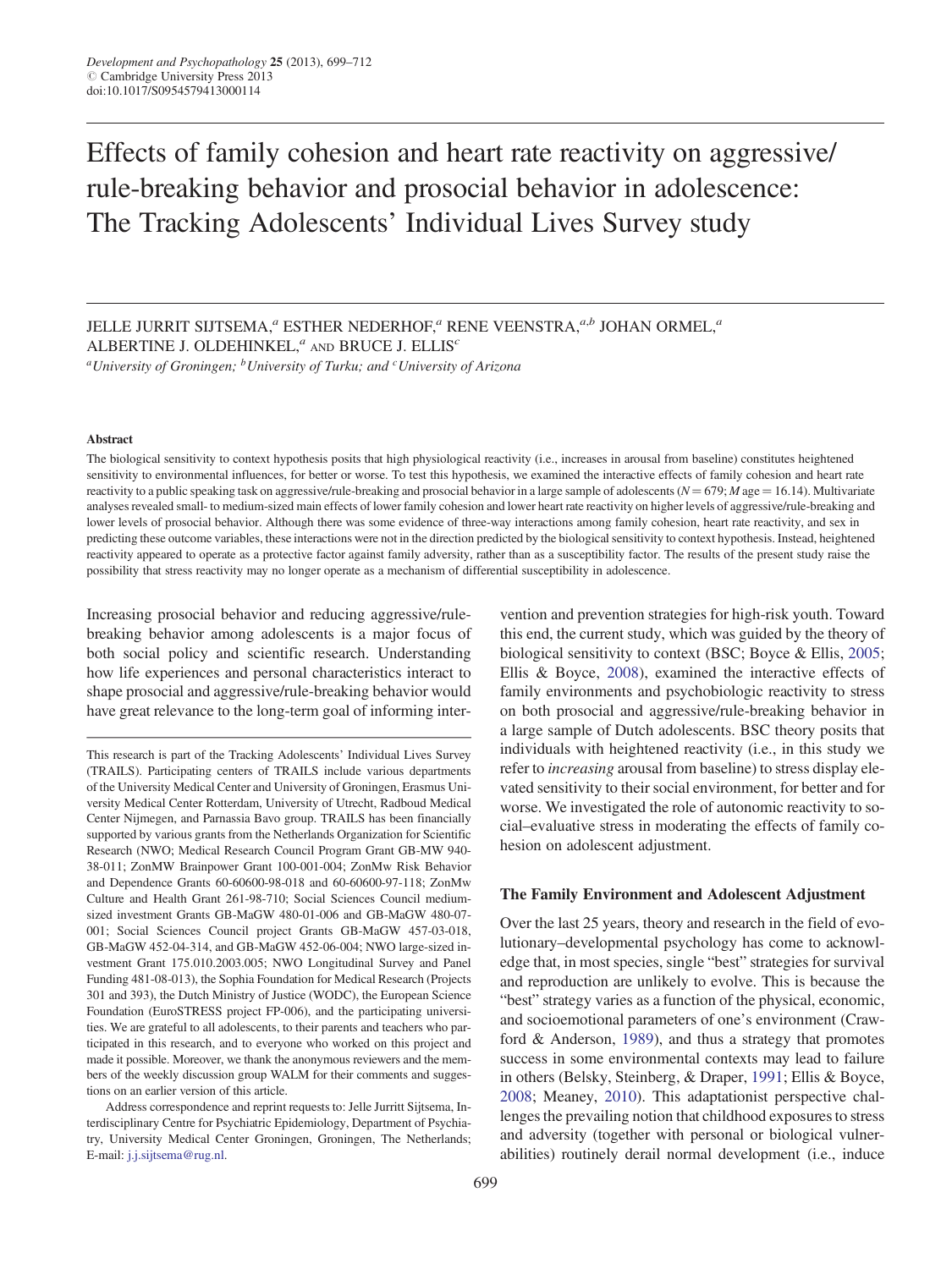Development and Psychopathology 25 (2013), 699–712
© Cambridge University Press 2013
doi:10.1017/S0954579413000114

# Effects of family cohesion and heart rate reactivity on aggressive/rule-breaking behavior and prosocial behavior in adolescence: The Tracking Adolescents' Individual Lives Survey study

JELLE JURRIT SIJTSEMA,[a] ESTHER NEDERHOF,[a] RENE VEENSTRA,[a,b] JOHAN ORMEL,[a] ALBERTINE J. OLDEHINKEL,[a] AND BRUCE J. ELLIS[c]

[a]University of Groningen; [b]University of Turku; and [c]University of Arizona

#### Abstract

The biological sensitivity to context hypothesis posits that high physiological reactivity (i.e., increases in arousal from baseline) constitutes heightened sensitivity to environmental influences, for better or worse. To test this hypothesis, we examined the interactive effects of family cohesion and heart rate reactivity to a public speaking task on aggressive/rule-breaking and prosocial behavior in a large sample of adolescents ($N = 679$; $M$ age $= 16.14$). Multivariate analyses revealed small- to medium-sized main effects of lower family cohesion and lower heart rate reactivity on higher levels of aggressive/rule-breaking and lower levels of prosocial behavior. Although there was some evidence of three-way interactions among family cohesion, heart rate reactivity, and sex in predicting these outcome variables, these interactions were not in the direction predicted by the biological sensitivity to context hypothesis. Instead, heightened reactivity appeared to operate as a protective factor against family adversity, rather than as a susceptibility factor. The results of the present study raise the possibility that stress reactivity may no longer operate as a mechanism of differential susceptibility in adolescence.

Increasing prosocial behavior and reducing aggressive/rule-breaking behavior among adolescents is a major focus of both social policy and scientific research. Understanding how life experiences and personal characteristics interact to shape prosocial and aggressive/rule-breaking behavior would have great relevance to the long-term goal of informing intervention and prevention strategies for high-risk youth. Toward this end, the current study, which was guided by the theory of biological sensitivity to context (BSC; Boyce & Ellis, 2005; Ellis & Boyce, 2008), examined the interactive effects of family environments and psychobiologic reactivity to stress on both prosocial and aggressive/rule-breaking behavior in a large sample of Dutch adolescents. BSC theory posits that individuals with heightened reactivity (i.e., in this study we refer to *increasing* arousal from baseline) to stress display elevated sensitivity to their social environment, for better and for worse. We investigated the role of autonomic reactivity to social–evaluative stress in moderating the effects of family cohesion on adolescent adjustment.

This research is part of the Tracking Adolescents' Individual Lives Survey (TRAILS). Participating centers of TRAILS include various departments of the University Medical Center and University of Groningen, Erasmus University Medical Center Rotterdam, University of Utrecht, Radboud Medical Center Nijmegen, and Parnassia Bavo group. TRAILS has been financially supported by various grants from the Netherlands Organization for Scientific Research (NWO; Medical Research Council Program Grant GB-MW 940-38-011; ZonMW Brainpower Grant 100-001-004; ZonMw Risk Behavior and Dependence Grants 60-60600-98-018 and 60-60600-97-118; ZonMw Culture and Health Grant 261-98-710; Social Sciences Council medium-sized investment Grants GB-MaGW 480-01-006 and GB-MaGW 480-07-001; Social Sciences Council project Grants GB-MaGW 457-03-018, GB-MaGW 452-04-314, and GB-MaGW 452-06-004; NWO large-sized investment Grant 175.010.2003.005; NWO Longitudinal Survey and Panel Funding 481-08-013), the Sophia Foundation for Medical Research (Projects 301 and 393), the Dutch Ministry of Justice (WODC), the European Science Foundation (EuroSTRESS project FP-006), and the participating universities. We are grateful to all adolescents, to their parents and teachers who participated in this research, and to everyone who worked on this project and made it possible. Moreover, we thank the anonymous reviewers and the members of the weekly discussion group WALM for their comments and suggestions on an earlier version of this article.

Address correspondence and reprint requests to: Jelle Jurrit Sijtsema, Interdisciplinary Centre for Psychiatric Epidemiology, Department of Psychiatry, University Medical Center Groningen, Groningen, The Netherlands; E-mail: j.j.sijtsema@rug.nl.

### The Family Environment and Adolescent Adjustment

Over the last 25 years, theory and research in the field of evolutionary–developmental psychology has come to acknowledge that, in most species, single "best" strategies for survival and reproduction are unlikely to evolve. This is because the "best" strategy varies as a function of the physical, economic, and socioemotional parameters of one's environment (Crawford & Anderson, 1989), and thus a strategy that promotes success in some environmental contexts may lead to failure in others (Belsky, Steinberg, & Draper, 1991; Ellis & Boyce, 2008; Meaney, 2010). This adaptationist perspective challenges the prevailing notion that childhood exposures to stress and adversity (together with personal or biological vulnerabilities) routinely derail normal development (i.e., induce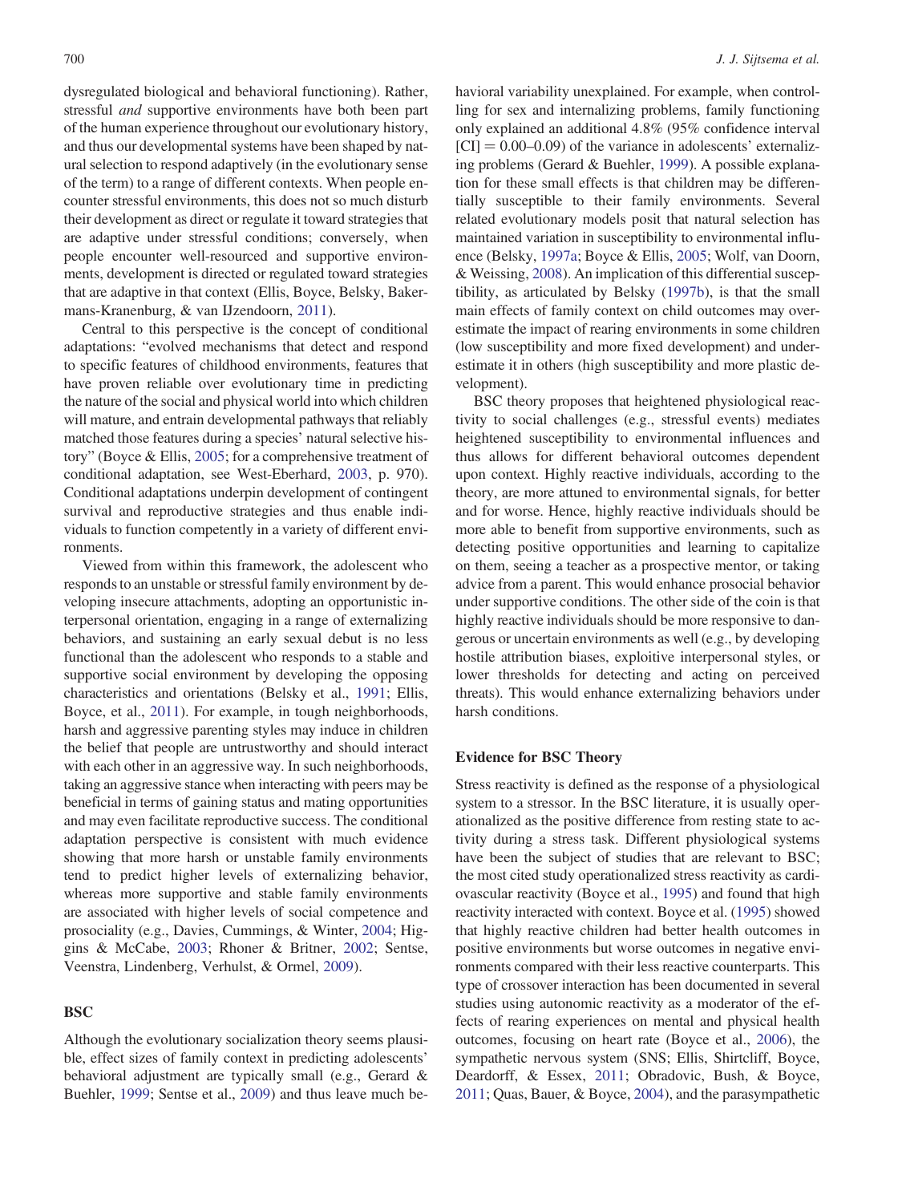dysregulated biological and behavioral functioning). Rather, stressful *and* supportive environments have both been part of the human experience throughout our evolutionary history, and thus our developmental systems have been shaped by natural selection to respond adaptively (in the evolutionary sense of the term) to a range of different contexts. When people encounter stressful environments, this does not so much disturb their development as direct or regulate it toward strategies that are adaptive under stressful conditions; conversely, when people encounter well-resourced and supportive environments, development is directed or regulated toward strategies that are adaptive in that context (Ellis, Boyce, Belsky, Bakermans-Kranenburg, & van IJzendoorn, 2011).

Central to this perspective is the concept of conditional adaptations: "evolved mechanisms that detect and respond to specific features of childhood environments, features that have proven reliable over evolutionary time in predicting the nature of the social and physical world into which children will mature, and entrain developmental pathways that reliably matched those features during a species' natural selective history" (Boyce & Ellis, 2005; for a comprehensive treatment of conditional adaptation, see West-Eberhard, 2003, p. 970). Conditional adaptations underpin development of contingent survival and reproductive strategies and thus enable individuals to function competently in a variety of different environments.

Viewed from within this framework, the adolescent who responds to an unstable or stressful family environment by developing insecure attachments, adopting an opportunistic interpersonal orientation, engaging in a range of externalizing behaviors, and sustaining an early sexual debut is no less functional than the adolescent who responds to a stable and supportive social environment by developing the opposing characteristics and orientations (Belsky et al., 1991; Ellis, Boyce, et al., 2011). For example, in tough neighborhoods, harsh and aggressive parenting styles may induce in children the belief that people are untrustworthy and should interact with each other in an aggressive way. In such neighborhoods, taking an aggressive stance when interacting with peers may be beneficial in terms of gaining status and mating opportunities and may even facilitate reproductive success. The conditional adaptation perspective is consistent with much evidence showing that more harsh or unstable family environments tend to predict higher levels of externalizing behavior, whereas more supportive and stable family environments are associated with higher levels of social competence and prosociality (e.g., Davies, Cummings, & Winter, 2004; Higgins & McCabe, 2003; Rhoner & Britner, 2002; Sentse, Veenstra, Lindenberg, Verhulst, & Ormel, 2009).

## BSC

Although the evolutionary socialization theory seems plausible, effect sizes of family context in predicting adolescents' behavioral adjustment are typically small (e.g., Gerard & Buehler, 1999; Sentse et al., 2009) and thus leave much behavioral variability unexplained. For example, when controlling for sex and internalizing problems, family functioning only explained an additional 4.8% (95% confidence interval [CI] = 0.00–0.09) of the variance in adolescents' externalizing problems (Gerard & Buehler, 1999). A possible explanation for these small effects is that children may be differentially susceptible to their family environments. Several related evolutionary models posit that natural selection has maintained variation in susceptibility to environmental influence (Belsky, 1997a; Boyce & Ellis, 2005; Wolf, van Doorn, & Weissing, 2008). An implication of this differential susceptibility, as articulated by Belsky (1997b), is that the small main effects of family context on child outcomes may overestimate the impact of rearing environments in some children (low susceptibility and more fixed development) and underestimate it in others (high susceptibility and more plastic development).

BSC theory proposes that heightened physiological reactivity to social challenges (e.g., stressful events) mediates heightened susceptibility to environmental influences and thus allows for different behavioral outcomes dependent upon context. Highly reactive individuals, according to the theory, are more attuned to environmental signals, for better and for worse. Hence, highly reactive individuals should be more able to benefit from supportive environments, such as detecting positive opportunities and learning to capitalize on them, seeing a teacher as a prospective mentor, or taking advice from a parent. This would enhance prosocial behavior under supportive conditions. The other side of the coin is that highly reactive individuals should be more responsive to dangerous or uncertain environments as well (e.g., by developing hostile attribution biases, exploitive interpersonal styles, or lower thresholds for detecting and acting on perceived threats). This would enhance externalizing behaviors under harsh conditions.

### Evidence for BSC Theory

Stress reactivity is defined as the response of a physiological system to a stressor. In the BSC literature, it is usually operationalized as the positive difference from resting state to activity during a stress task. Different physiological systems have been the subject of studies that are relevant to BSC; the most cited study operationalized stress reactivity as cardiovascular reactivity (Boyce et al., 1995) and found that high reactivity interacted with context. Boyce et al. (1995) showed that highly reactive children had better health outcomes in positive environments but worse outcomes in negative environments compared with their less reactive counterparts. This type of crossover interaction has been documented in several studies using autonomic reactivity as a moderator of the effects of rearing experiences on mental and physical health outcomes, focusing on heart rate (Boyce et al., 2006), the sympathetic nervous system (SNS; Ellis, Shirtcliff, Boyce, Deardorff, & Essex, 2011; Obradovic, Bush, & Boyce, 2011; Quas, Bauer, & Boyce, 2004), and the parasympathetic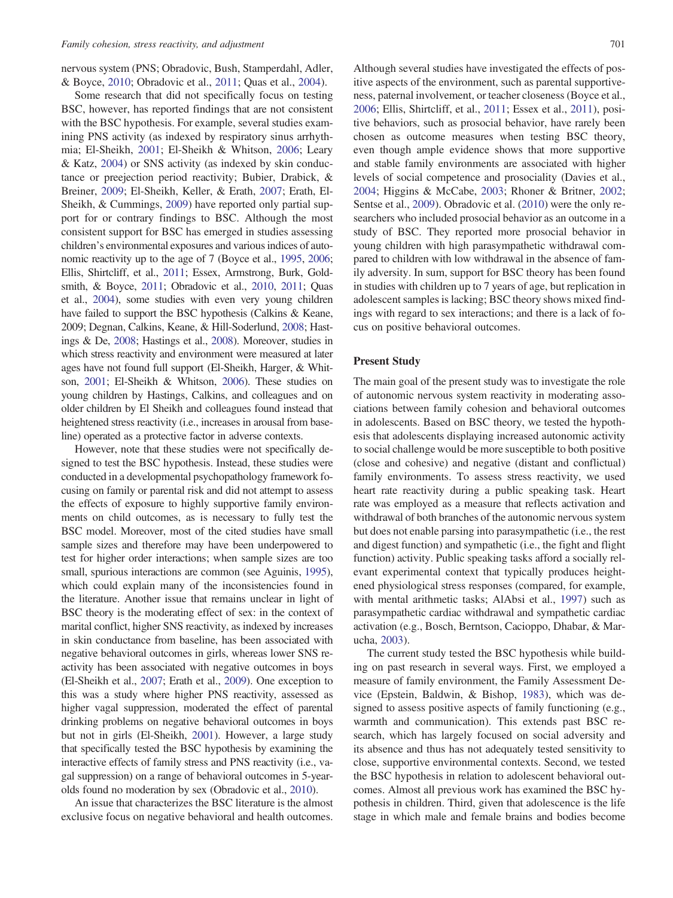nervous system (PNS; Obradovic, Bush, Stamperdahl, Adler, & Boyce, 2010; Obradovic et al., 2011; Quas et al., 2004).

Some research that did not specifically focus on testing BSC, however, has reported findings that are not consistent with the BSC hypothesis. For example, several studies examining PNS activity (as indexed by respiratory sinus arrhythmia; El-Sheikh, 2001; El-Sheikh & Whitson, 2006; Leary & Katz, 2004) or SNS activity (as indexed by skin conductance or preejection period reactivity; Bubier, Drabick, & Breiner, 2009; El-Sheikh, Keller, & Erath, 2007; Erath, El-Sheikh, & Cummings, 2009) have reported only partial support for or contrary findings to BSC. Although the most consistent support for BSC has emerged in studies assessing children's environmental exposures and various indices of autonomic reactivity up to the age of 7 (Boyce et al., 1995, 2006; Ellis, Shirtcliff, et al., 2011; Essex, Armstrong, Burk, Goldsmith, & Boyce, 2011; Obradovic et al., 2010, 2011; Quas et al., 2004), some studies with even very young children have failed to support the BSC hypothesis (Calkins & Keane, 2009; Degnan, Calkins, Keane, & Hill-Soderlund, 2008; Hastings & De, 2008; Hastings et al., 2008). Moreover, studies in which stress reactivity and environment were measured at later ages have not found full support (El-Sheikh, Harger, & Whitson, 2001; El-Sheikh & Whitson, 2006). These studies on young children by Hastings, Calkins, and colleagues and on older children by El Sheikh and colleagues found instead that heightened stress reactivity (i.e., increases in arousal from baseline) operated as a protective factor in adverse contexts.

However, note that these studies were not specifically designed to test the BSC hypothesis. Instead, these studies were conducted in a developmental psychopathology framework focusing on family or parental risk and did not attempt to assess the effects of exposure to highly supportive family environments on child outcomes, as is necessary to fully test the BSC model. Moreover, most of the cited studies have small sample sizes and therefore may have been underpowered to test for higher order interactions; when sample sizes are too small, spurious interactions are common (see Aguinis, 1995), which could explain many of the inconsistencies found in the literature. Another issue that remains unclear in light of BSC theory is the moderating effect of sex: in the context of marital conflict, higher SNS reactivity, as indexed by increases in skin conductance from baseline, has been associated with negative behavioral outcomes in girls, whereas lower SNS reactivity has been associated with negative outcomes in boys (El-Sheikh et al., 2007; Erath et al., 2009). One exception to this was a study where higher PNS reactivity, assessed as higher vagal suppression, moderated the effect of parental drinking problems on negative behavioral outcomes in boys but not in girls (El-Sheikh, 2001). However, a large study that specifically tested the BSC hypothesis by examining the interactive effects of family stress and PNS reactivity (i.e., vagal suppression) on a range of behavioral outcomes in 5-year-olds found no moderation by sex (Obradovic et al., 2010).

An issue that characterizes the BSC literature is the almost exclusive focus on negative behavioral and health outcomes. Although several studies have investigated the effects of positive aspects of the environment, such as parental supportiveness, paternal involvement, or teacher closeness (Boyce et al., 2006; Ellis, Shirtcliff, et al., 2011; Essex et al., 2011), positive behaviors, such as prosocial behavior, have rarely been chosen as outcome measures when testing BSC theory, even though ample evidence shows that more supportive and stable family environments are associated with higher levels of social competence and prosociality (Davies et al., 2004; Higgins & McCabe, 2003; Rhoner & Britner, 2002; Sentse et al., 2009). Obradovic et al. (2010) were the only researchers who included prosocial behavior as an outcome in a study of BSC. They reported more prosocial behavior in young children with high parasympathetic withdrawal compared to children with low withdrawal in the absence of family adversity. In sum, support for BSC theory has been found in studies with children up to 7 years of age, but replication in adolescent samples is lacking; BSC theory shows mixed findings with regard to sex interactions; and there is a lack of focus on positive behavioral outcomes.

## Present Study

The main goal of the present study was to investigate the role of autonomic nervous system reactivity in moderating associations between family cohesion and behavioral outcomes in adolescents. Based on BSC theory, we tested the hypothesis that adolescents displaying increased autonomic activity to social challenge would be more susceptible to both positive (close and cohesive) and negative (distant and conflictual) family environments. To assess stress reactivity, we used heart rate reactivity during a public speaking task. Heart rate was employed as a measure that reflects activation and withdrawal of both branches of the autonomic nervous system but does not enable parsing into parasympathetic (i.e., the rest and digest function) and sympathetic (i.e., the fight and flight function) activity. Public speaking tasks afford a socially relevant experimental context that typically produces heightened physiological stress responses (compared, for example, with mental arithmetic tasks; AlAbsi et al., 1997) such as parasympathetic cardiac withdrawal and sympathetic cardiac activation (e.g., Bosch, Berntson, Cacioppo, Dhabar, & Marucha, 2003).

The current study tested the BSC hypothesis while building on past research in several ways. First, we employed a measure of family environment, the Family Assessment Device (Epstein, Baldwin, & Bishop, 1983), which was designed to assess positive aspects of family functioning (e.g., warmth and communication). This extends past BSC research, which has largely focused on social adversity and its absence and thus has not adequately tested sensitivity to close, supportive environmental contexts. Second, we tested the BSC hypothesis in relation to adolescent behavioral outcomes. Almost all previous work has examined the BSC hypothesis in children. Third, given that adolescence is the life stage in which male and female brains and bodies become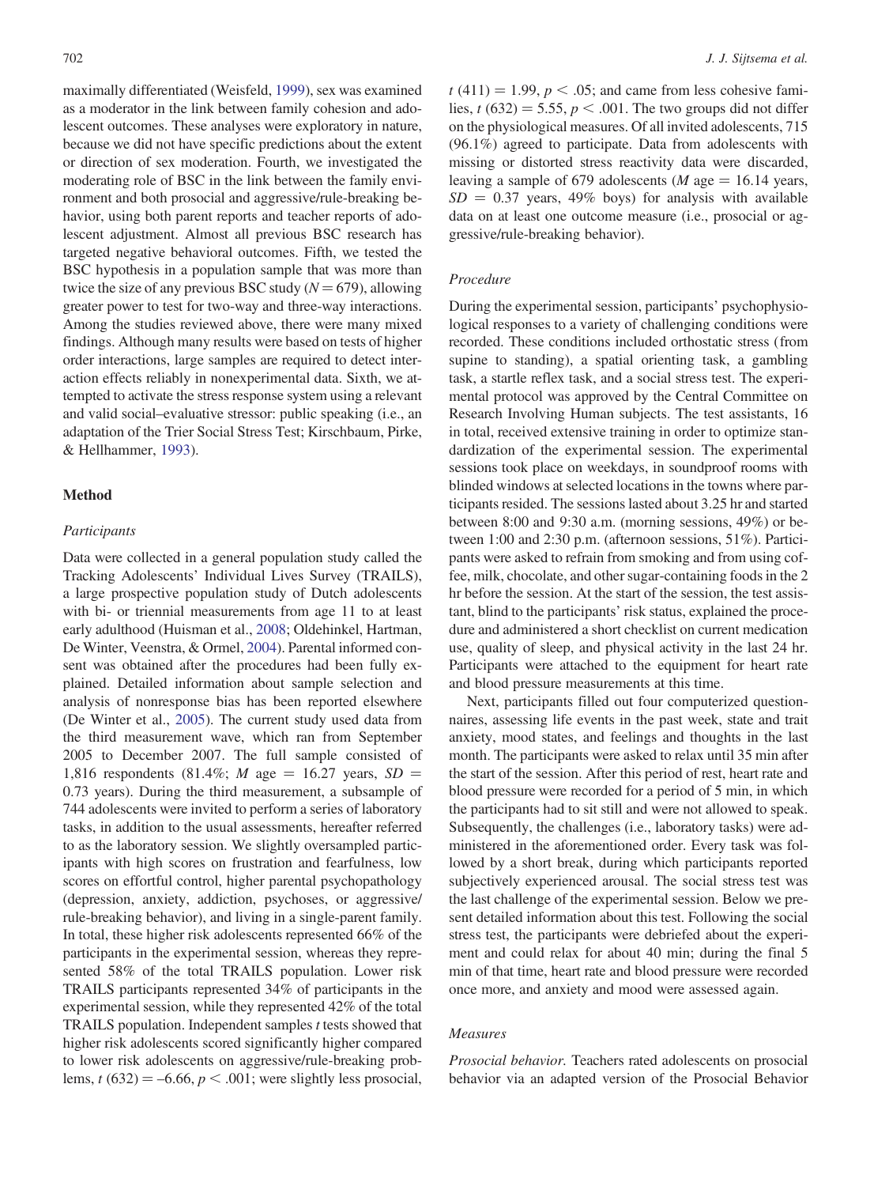maximally differentiated (Weisfeld, 1999), sex was examined as a moderator in the link between family cohesion and adolescent outcomes. These analyses were exploratory in nature, because we did not have specific predictions about the extent or direction of sex moderation. Fourth, we investigated the moderating role of BSC in the link between the family environment and both prosocial and aggressive/rule-breaking behavior, using both parent reports and teacher reports of adolescent adjustment. Almost all previous BSC research has targeted negative behavioral outcomes. Fifth, we tested the BSC hypothesis in a population sample that was more than twice the size of any previous BSC study ($N = 679$), allowing greater power to test for two-way and three-way interactions. Among the studies reviewed above, there were many mixed findings. Although many results were based on tests of higher order interactions, large samples are required to detect interaction effects reliably in nonexperimental data. Sixth, we attempted to activate the stress response system using a relevant and valid social–evaluative stressor: public speaking (i.e., an adaptation of the Trier Social Stress Test; Kirschbaum, Pirke, & Hellhammer, 1993).

## Method

### *Participants*

Data were collected in a general population study called the Tracking Adolescents' Individual Lives Survey (TRAILS), a large prospective population study of Dutch adolescents with bi- or triennial measurements from age 11 to at least early adulthood (Huisman et al., 2008; Oldehinkel, Hartman, De Winter, Veenstra, & Ormel, 2004). Parental informed consent was obtained after the procedures had been fully explained. Detailed information about sample selection and analysis of nonresponse bias has been reported elsewhere (De Winter et al., 2005). The current study used data from the third measurement wave, which ran from September 2005 to December 2007. The full sample consisted of 1,816 respondents (81.4%; $M$ age = 16.27 years, $SD$ = 0.73 years). During the third measurement, a subsample of 744 adolescents were invited to perform a series of laboratory tasks, in addition to the usual assessments, hereafter referred to as the laboratory session. We slightly oversampled participants with high scores on frustration and fearfulness, low scores on effortful control, higher parental psychopathology (depression, anxiety, addiction, psychoses, or aggressive/rule-breaking behavior), and living in a single-parent family. In total, these higher risk adolescents represented 66% of the participants in the experimental session, whereas they represented 58% of the total TRAILS population. Lower risk TRAILS participants represented 34% of participants in the experimental session, while they represented 42% of the total TRAILS population. Independent samples $t$ tests showed that higher risk adolescents scored significantly higher compared to lower risk adolescents on aggressive/rule-breaking problems, $t\,(632) = -6.66$, $p < .001$; were slightly less prosocial, $t\,(411) = 1.99$, $p < .05$; and came from less cohesive families, $t\,(632) = 5.55$, $p < .001$. The two groups did not differ on the physiological measures. Of all invited adolescents, 715 (96.1%) agreed to participate. Data from adolescents with missing or distorted stress reactivity data were discarded, leaving a sample of 679 adolescents ($M$ age = 16.14 years, $SD$ = 0.37 years, 49% boys) for analysis with available data on at least one outcome measure (i.e., prosocial or aggressive/rule-breaking behavior).

### *Procedure*

During the experimental session, participants' psychophysiological responses to a variety of challenging conditions were recorded. These conditions included orthostatic stress (from supine to standing), a spatial orienting task, a gambling task, a startle reflex task, and a social stress test. The experimental protocol was approved by the Central Committee on Research Involving Human subjects. The test assistants, 16 in total, received extensive training in order to optimize standardization of the experimental session. The experimental sessions took place on weekdays, in soundproof rooms with blinded windows at selected locations in the towns where participants resided. The sessions lasted about 3.25 hr and started between 8:00 and 9:30 a.m. (morning sessions, 49%) or between 1:00 and 2:30 p.m. (afternoon sessions, 51%). Participants were asked to refrain from smoking and from using coffee, milk, chocolate, and other sugar-containing foods in the 2 hr before the session. At the start of the session, the test assistant, blind to the participants' risk status, explained the procedure and administered a short checklist on current medication use, quality of sleep, and physical activity in the last 24 hr. Participants were attached to the equipment for heart rate and blood pressure measurements at this time.

Next, participants filled out four computerized questionnaires, assessing life events in the past week, state and trait anxiety, mood states, and feelings and thoughts in the last month. The participants were asked to relax until 35 min after the start of the session. After this period of rest, heart rate and blood pressure were recorded for a period of 5 min, in which the participants had to sit still and were not allowed to speak. Subsequently, the challenges (i.e., laboratory tasks) were administered in the aforementioned order. Every task was followed by a short break, during which participants reported subjectively experienced arousal. The social stress test was the last challenge of the experimental session. Below we present detailed information about this test. Following the social stress test, the participants were debriefed about the experiment and could relax for about 40 min; during the final 5 min of that time, heart rate and blood pressure were recorded once more, and anxiety and mood were assessed again.

### *Measures*

*Prosocial behavior.* Teachers rated adolescents on prosocial behavior via an adapted version of the Prosocial Behavior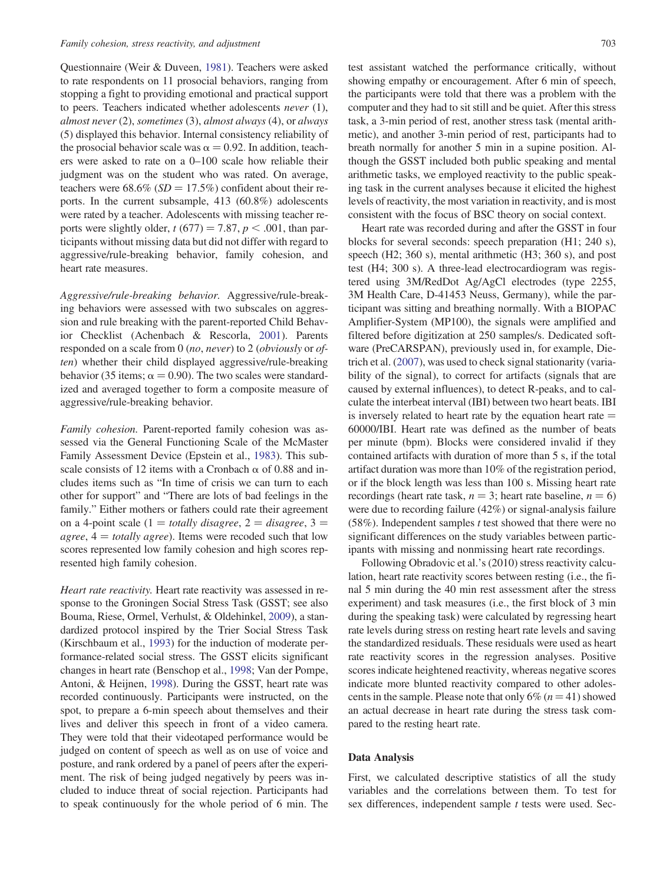Questionnaire (Weir & Duveen, 1981). Teachers were asked to rate respondents on 11 prosocial behaviors, ranging from stopping a fight to providing emotional and practical support to peers. Teachers indicated whether adolescents *never* (1), *almost never* (2), *sometimes* (3), *almost always* (4), or *always* (5) displayed this behavior. Internal consistency reliability of the prosocial behavior scale was $\alpha = 0.92$. In addition, teachers were asked to rate on a 0–100 scale how reliable their judgment was on the student who was rated. On average, teachers were 68.6% ($SD = 17.5\%$) confident about their reports. In the current subsample, 413 (60.8%) adolescents were rated by a teacher. Adolescents with missing teacher reports were slightly older, $t\ (677) = 7.87$, $p < .001$, than participants without missing data but did not differ with regard to aggressive/rule-breaking behavior, family cohesion, and heart rate measures.

*Aggressive/rule-breaking behavior.* Aggressive/rule-breaking behaviors were assessed with two subscales on aggression and rule breaking with the parent-reported Child Behavior Checklist (Achenbach & Rescorla, 2001). Parents responded on a scale from 0 (*no*, *never*) to 2 (*obviously* or *often*) whether their child displayed aggressive/rule-breaking behavior (35 items; $\alpha = 0.90$). The two scales were standardized and averaged together to form a composite measure of aggressive/rule-breaking behavior.

*Family cohesion.* Parent-reported family cohesion was assessed via the General Functioning Scale of the McMaster Family Assessment Device (Epstein et al., 1983). This subscale consists of 12 items with a Cronbach $\alpha$ of 0.88 and includes items such as "In time of crisis we can turn to each other for support" and "There are lots of bad feelings in the family." Either mothers or fathers could rate their agreement on a 4-point scale (1 = *totally disagree*, 2 = *disagree*, 3 = *agree*, 4 = *totally agree*). Items were recoded such that low scores represented low family cohesion and high scores represented high family cohesion.

*Heart rate reactivity.* Heart rate reactivity was assessed in response to the Groningen Social Stress Task (GSST; see also Bouma, Riese, Ormel, Verhulst, & Oldehinkel, 2009), a standardized protocol inspired by the Trier Social Stress Task (Kirschbaum et al., 1993) for the induction of moderate performance-related social stress. The GSST elicits significant changes in heart rate (Benschop et al., 1998; Van der Pompe, Antoni, & Heijnen, 1998). During the GSST, heart rate was recorded continuously. Participants were instructed, on the spot, to prepare a 6-min speech about themselves and their lives and deliver this speech in front of a video camera. They were told that their videotaped performance would be judged on content of speech as well as on use of voice and posture, and rank ordered by a panel of peers after the experiment. The risk of being judged negatively by peers was included to induce threat of social rejection. Participants had to speak continuously for the whole period of 6 min. The test assistant watched the performance critically, without showing empathy or encouragement. After 6 min of speech, the participants were told that there was a problem with the computer and they had to sit still and be quiet. After this stress task, a 3-min period of rest, another stress task (mental arithmetic), and another 3-min period of rest, participants had to breath normally for another 5 min in a supine position. Although the GSST included both public speaking and mental arithmetic tasks, we employed reactivity to the public speaking task in the current analyses because it elicited the highest levels of reactivity, the most variation in reactivity, and is most consistent with the focus of BSC theory on social context.

Heart rate was recorded during and after the GSST in four blocks for several seconds: speech preparation (H1; 240 s), speech (H2; 360 s), mental arithmetic (H3; 360 s), and post test (H4; 300 s). A three-lead electrocardiogram was registered using 3M/RedDot Ag/AgCl electrodes (type 2255, 3M Health Care, D-41453 Neuss, Germany), while the participant was sitting and breathing normally. With a BIOPAC Amplifier-System (MP100), the signals were amplified and filtered before digitization at 250 samples/s. Dedicated software (PreCARSPAN), previously used in, for example, Dietrich et al. (2007), was used to check signal stationarity (variability of the signal), to correct for artifacts (signals that are caused by external influences), to detect R-peaks, and to calculate the interbeat interval (IBI) between two heart beats. IBI is inversely related to heart rate by the equation heart rate = 60000/IBI. Heart rate was defined as the number of beats per minute (bpm). Blocks were considered invalid if they contained artifacts with duration of more than 5 s, if the total artifact duration was more than 10% of the registration period, or if the block length was less than 100 s. Missing heart rate recordings (heart rate task, $n = 3$; heart rate baseline, $n = 6$) were due to recording failure (42%) or signal-analysis failure (58%). Independent samples *t* test showed that there were no significant differences on the study variables between participants with missing and nonmissing heart rate recordings.

Following Obradovic et al.'s (2010) stress reactivity calculation, heart rate reactivity scores between resting (i.e., the final 5 min during the 40 min rest assessment after the stress experiment) and task measures (i.e., the first block of 3 min during the speaking task) were calculated by regressing heart rate levels during stress on resting heart rate levels and saving the standardized residuals. These residuals were used as heart rate reactivity scores in the regression analyses. Positive scores indicate heightened reactivity, whereas negative scores indicate more blunted reactivity compared to other adolescents in the sample. Please note that only 6% ($n = 41$) showed an actual decrease in heart rate during the stress task compared to the resting heart rate.

### Data Analysis

First, we calculated descriptive statistics of all the study variables and the correlations between them. To test for sex differences, independent sample *t* tests were used. Sec-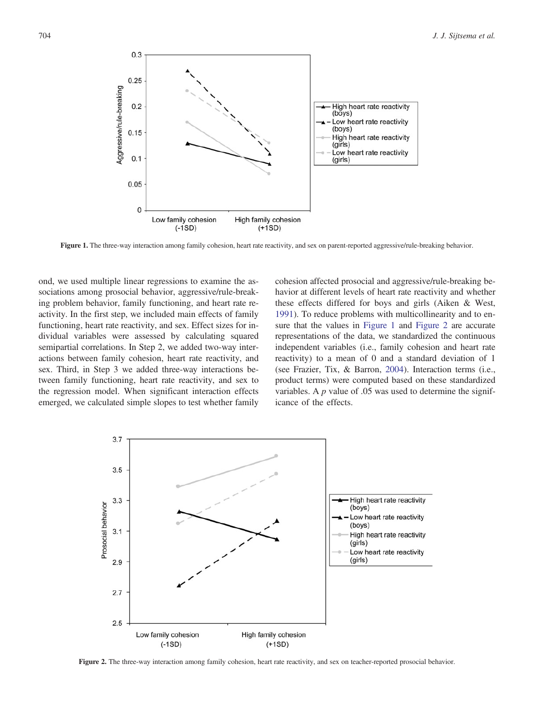Figure 1. The three-way interaction among family cohesion, heart rate reactivity, and sex on parent-reported aggressive/rule-breaking behavior.

ond, we used multiple linear regressions to examine the associations among prosocial behavior, aggressive/rule-breaking problem behavior, family functioning, and heart rate reactivity. In the first step, we included main effects of family functioning, heart rate reactivity, and sex. Effect sizes for individual variables were assessed by calculating squared semipartial correlations. In Step 2, we added two-way interactions between family cohesion, heart rate reactivity, and sex. Third, in Step 3 we added three-way interactions between family functioning, heart rate reactivity, and sex to the regression model. When significant interaction effects emerged, we calculated simple slopes to test whether family cohesion affected prosocial and aggressive/rule-breaking behavior at different levels of heart rate reactivity and whether these effects differed for boys and girls (Aiken & West, 1991). To reduce problems with multicollinearity and to ensure that the values in Figure 1 and Figure 2 are accurate representations of the data, we standardized the continuous independent variables (i.e., family cohesion and heart rate reactivity) to a mean of 0 and a standard deviation of 1 (see Frazier, Tix, & Barron, 2004). Interaction terms (i.e., product terms) were computed based on these standardized variables. A *p* value of .05 was used to determine the significance of the effects.

Figure 2. The three-way interaction among family cohesion, heart rate reactivity, and sex on teacher-reported prosocial behavior.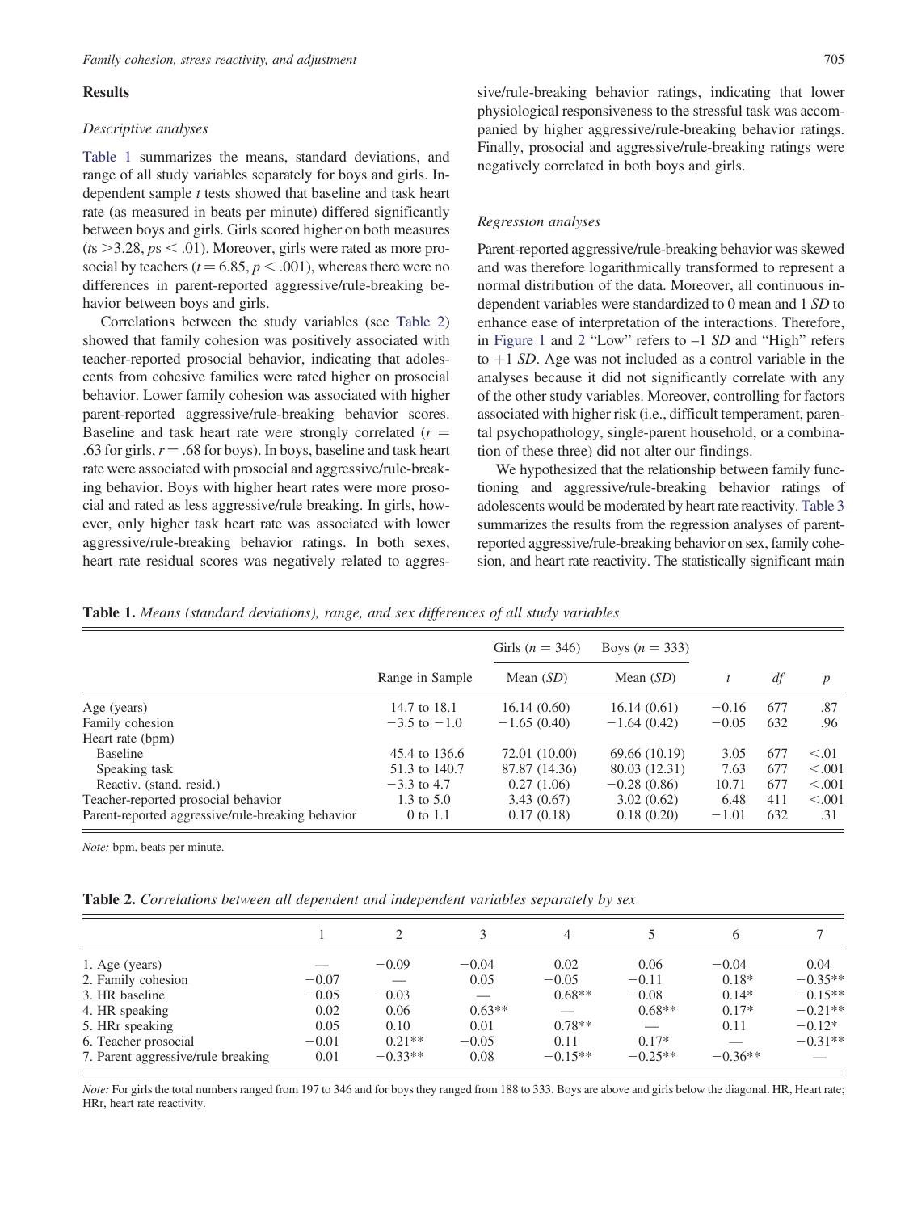## Results

### Descriptive analyses

Table 1 summarizes the means, standard deviations, and range of all study variables separately for boys and girls. Independent sample *t* tests showed that baseline and task heart rate (as measured in beats per minute) differed significantly between boys and girls. Girls scored higher on both measures (*t*s >3.28, *p*s < .01). Moreover, girls were rated as more prosocial by teachers ($t = 6.85$, $p < .001$), whereas there were no differences in parent-reported aggressive/rule-breaking behavior between boys and girls.

Correlations between the study variables (see Table 2) showed that family cohesion was positively associated with teacher-reported prosocial behavior, indicating that adolescents from cohesive families were rated higher on prosocial behavior. Lower family cohesion was associated with higher parent-reported aggressive/rule-breaking behavior scores. Baseline and task heart rate were strongly correlated ($r = .63$ for girls, $r = .68$ for boys). In boys, baseline and task heart rate were associated with prosocial and aggressive/rule-breaking behavior. Boys with higher heart rates were more prosocial and rated as less aggressive/rule breaking. In girls, however, only higher task heart rate was associated with lower aggressive/rule-breaking behavior ratings. In both sexes, heart rate residual scores was negatively related to aggressive/rule-breaking behavior ratings, indicating that lower physiological responsiveness to the stressful task was accompanied by higher aggressive/rule-breaking behavior ratings. Finally, prosocial and aggressive/rule-breaking ratings were negatively correlated in both boys and girls.

### Regression analyses

Parent-reported aggressive/rule-breaking behavior was skewed and was therefore logarithmically transformed to represent a normal distribution of the data. Moreover, all continuous independent variables were standardized to 0 mean and 1 *SD* to enhance ease of interpretation of the interactions. Therefore, in Figure 1 and 2 "Low" refers to –1 *SD* and "High" refers to +1 *SD*. Age was not included as a control variable in the analyses because it did not significantly correlate with any of the other study variables. Moreover, controlling for factors associated with higher risk (i.e., difficult temperament, parental psychopathology, single-parent household, or a combination of these three) did not alter our findings.

We hypothesized that the relationship between family functioning and aggressive/rule-breaking behavior ratings of adolescents would be moderated by heart rate reactivity. Table 3 summarizes the results from the regression analyses of parent-reported aggressive/rule-breaking behavior on sex, family cohesion, and heart rate reactivity. The statistically significant main

**Table 1.** *Means (standard deviations), range, and sex differences of all study variables*

| | Range in Sample | Girls ($n$ = 346) Mean (*SD*) | Boys ($n$ = 333) Mean (*SD*) | *t* | *df* | *p* |
|---|---|---|---|---|---|---|
| Age (years) | 14.7 to 18.1 | 16.14 (0.60) | 16.14 (0.61) | −0.16 | 677 | .87 |
| Family cohesion | −3.5 to −1.0 | −1.65 (0.40) | −1.64 (0.42) | −0.05 | 632 | .96 |
| Heart rate (bpm) | | | | | | |
| Baseline | 45.4 to 136.6 | 72.01 (10.00) | 69.66 (10.19) | 3.05 | 677 | <.01 |
| Speaking task | 51.3 to 140.7 | 87.87 (14.36) | 80.03 (12.31) | 7.63 | 677 | <.001 |
| Reactiv. (stand. resid.) | −3.3 to 4.7 | 0.27 (1.06) | −0.28 (0.86) | 10.71 | 677 | <.001 |
| Teacher-reported prosocial behavior | 1.3 to 5.0 | 3.43 (0.67) | 3.02 (0.62) | 6.48 | 411 | <.001 |
| Parent-reported aggressive/rule-breaking behavior | 0 to 1.1 | 0.17 (0.18) | 0.18 (0.20) | −1.01 | 632 | .31 |

*Note:* bpm, beats per minute.

**Table 2.** *Correlations between all dependent and independent variables separately by sex*

| | 1 | 2 | 3 | 4 | 5 | 6 | 7 |
|---|---|---|---|---|---|---|---|
| 1. Age (years) | — | −0.09 | −0.04 | 0.02 | 0.06 | −0.04 | 0.04 |
| 2. Family cohesion | −0.07 | — | 0.05 | −0.05 | −0.11 | 0.18* | −0.35** |
| 3. HR baseline | −0.05 | −0.03 | — | 0.68** | −0.08 | 0.14* | −0.15** |
| 4. HR speaking | 0.02 | 0.06 | 0.63** | — | 0.68** | 0.17* | −0.21** |
| 5. HRr speaking | 0.05 | 0.10 | 0.01 | 0.78** | — | 0.11 | −0.12* |
| 6. Teacher prosocial | −0.01 | 0.21** | −0.05 | 0.11 | 0.17* | — | −0.31** |
| 7. Parent aggressive/rule breaking | 0.01 | −0.33** | 0.08 | −0.15** | −0.25** | −0.36** | — |

*Note:* For girls the total numbers ranged from 197 to 346 and for boys they ranged from 188 to 333. Boys are above and girls below the diagonal. HR, Heart rate; HRr, heart rate reactivity.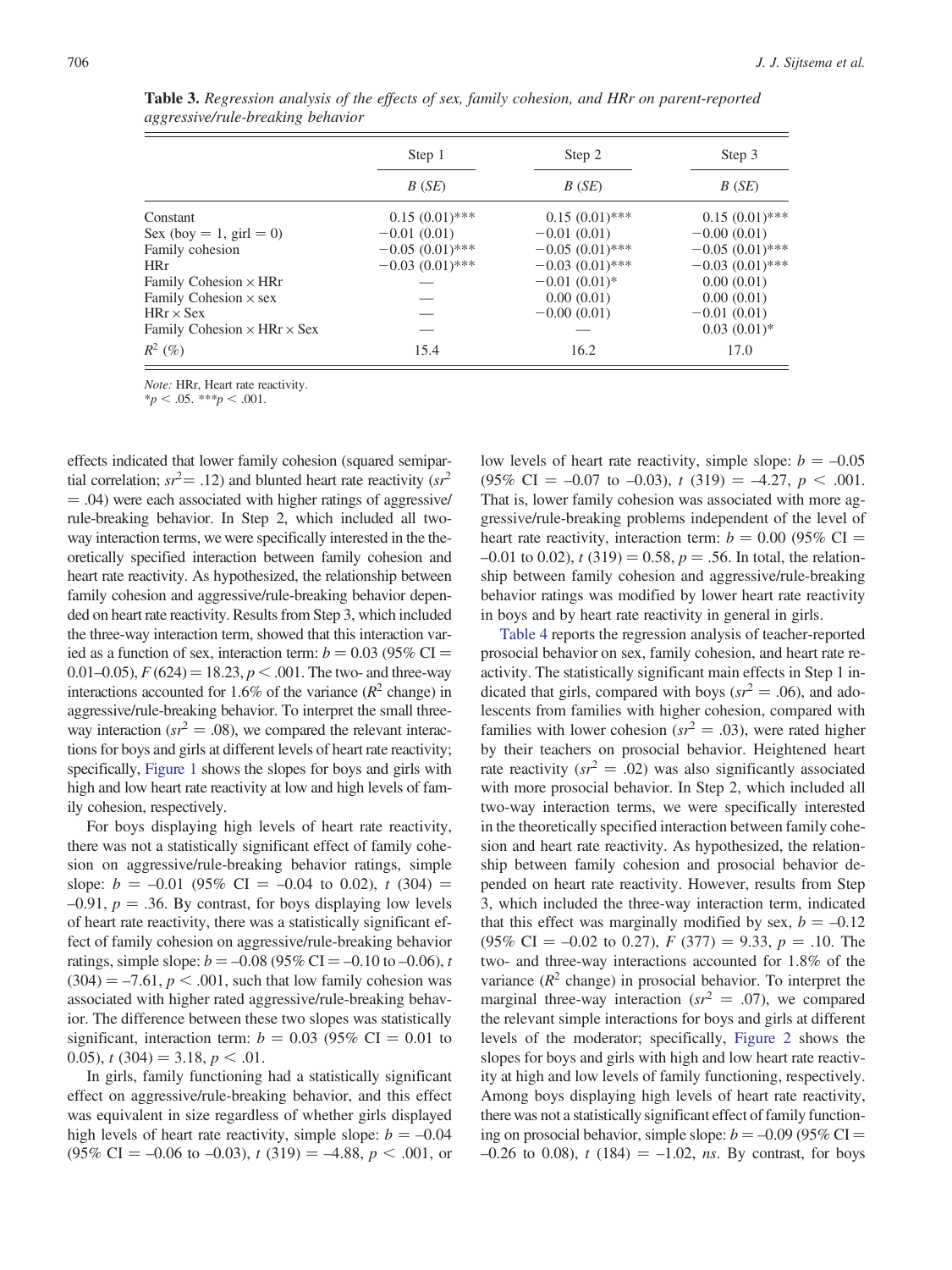**Table 3.** *Regression analysis of the effects of sex, family cohesion, and HRr on parent-reported aggressive/rule-breaking behavior*

| | Step 1 | Step 2 | Step 3 |
|---|---|---|---|
| | *B* (*SE*) | *B* (*SE*) | *B* (*SE*) |
| Constant | 0.15 (0.01)*** | 0.15 (0.01)*** | 0.15 (0.01)*** |
| Sex (boy = 1, girl = 0) | −0.01 (0.01) | −0.01 (0.01) | −0.00 (0.01) |
| Family cohesion | −0.05 (0.01)*** | −0.05 (0.01)*** | −0.05 (0.01)*** |
| HRr | −0.03 (0.01)*** | −0.03 (0.01)*** | −0.03 (0.01)*** |
| Family Cohesion × HRr | — | −0.01 (0.01)* | 0.00 (0.01) |
| Family Cohesion × sex | — | 0.00 (0.01) | 0.00 (0.01) |
| HRr × Sex | — | −0.00 (0.01) | −0.01 (0.01) |
| Family Cohesion × HRr × Sex | — | — | 0.03 (0.01)* |
| $R^2$ (%) | 15.4 | 16.2 | 17.0 |

*Note:* HRr, Heart rate reactivity.
*$p < .05$. ***$p < .001$.

effects indicated that lower family cohesion (squared semipartial correlation; $sr^2 = .12$) and blunted heart rate reactivity ($sr^2 = .04$) were each associated with higher ratings of aggressive/rule-breaking behavior. In Step 2, which included all two-way interaction terms, we were specifically interested in the theoretically specified interaction between family cohesion and heart rate reactivity. As hypothesized, the relationship between family cohesion and aggressive/rule-breaking behavior depended on heart rate reactivity. Results from Step 3, which included the three-way interaction term, showed that this interaction varied as a function of sex, interaction term: $b = 0.03$ (95% CI = 0.01–0.05), $F(624) = 18.23$, $p < .001$. The two- and three-way interactions accounted for 1.6% of the variance ($R^2$ change) in aggressive/rule-breaking behavior. To interpret the small three-way interaction ($sr^2 = .08$), we compared the relevant interactions for boys and girls at different levels of heart rate reactivity; specifically, Figure 1 shows the slopes for boys and girls with high and low heart rate reactivity at low and high levels of family cohesion, respectively.

For boys displaying high levels of heart rate reactivity, there was not a statistically significant effect of family cohesion on aggressive/rule-breaking behavior ratings, simple slope: $b = -0.01$ (95% CI = –0.04 to 0.02), $t$ (304) = –0.91, $p = .36$. By contrast, for boys displaying low levels of heart rate reactivity, there was a statistically significant effect of family cohesion on aggressive/rule-breaking behavior ratings, simple slope: $b = -0.08$ (95% CI = –0.10 to –0.06), $t$ (304) = –7.61, $p < .001$, such that low family cohesion was associated with higher rated aggressive/rule-breaking behavior. The difference between these two slopes was statistically significant, interaction term: $b = 0.03$ (95% CI = 0.01 to 0.05), $t$ (304) = 3.18, $p < .01$.

In girls, family functioning had a statistically significant effect on aggressive/rule-breaking behavior, and this effect was equivalent in size regardless of whether girls displayed high levels of heart rate reactivity, simple slope: $b = -0.04$ (95% CI = –0.06 to –0.03), $t$ (319) = –4.88, $p < .001$, or low levels of heart rate reactivity, simple slope: $b = -0.05$ (95% CI = –0.07 to –0.03), $t$ (319) = –4.27, $p < .001$. That is, lower family cohesion was associated with more aggressive/rule-breaking problems independent of the level of heart rate reactivity, interaction term: $b = 0.00$ (95% CI = –0.01 to 0.02), $t$ (319) = 0.58, $p = .56$. In total, the relationship between family cohesion and aggressive/rule-breaking behavior ratings was modified by lower heart rate reactivity in boys and by heart rate reactivity in general in girls.

Table 4 reports the regression analysis of teacher-reported prosocial behavior on sex, family cohesion, and heart rate reactivity. The statistically significant main effects in Step 1 indicated that girls, compared with boys ($sr^2 = .06$), and adolescents from families with higher cohesion, compared with families with lower cohesion ($sr^2 = .03$), were rated higher by their teachers on prosocial behavior. Heightened heart rate reactivity ($sr^2 = .02$) was also significantly associated with more prosocial behavior. In Step 2, which included all two-way interaction terms, we were specifically interested in the theoretically specified interaction between family cohesion and heart rate reactivity. As hypothesized, the relationship between family cohesion and prosocial behavior depended on heart rate reactivity. However, results from Step 3, which included the three-way interaction term, indicated that this effect was marginally modified by sex, $b = -0.12$ (95% CI = –0.02 to 0.27), $F$ (377) = 9.33, $p = .10$. The two- and three-way interactions accounted for 1.8% of the variance ($R^2$ change) in prosocial behavior. To interpret the marginal three-way interaction ($sr^2 = .07$), we compared the relevant simple interactions for boys and girls at different levels of the moderator; specifically, Figure 2 shows the slopes for boys and girls with high and low heart rate reactivity at high and low levels of family functioning, respectively. Among boys displaying high levels of heart rate reactivity, there was not a statistically significant effect of family functioning on prosocial behavior, simple slope: $b = -0.09$ (95% CI = –0.26 to 0.08), $t$ (184) = –1.02, *ns*. By contrast, for boys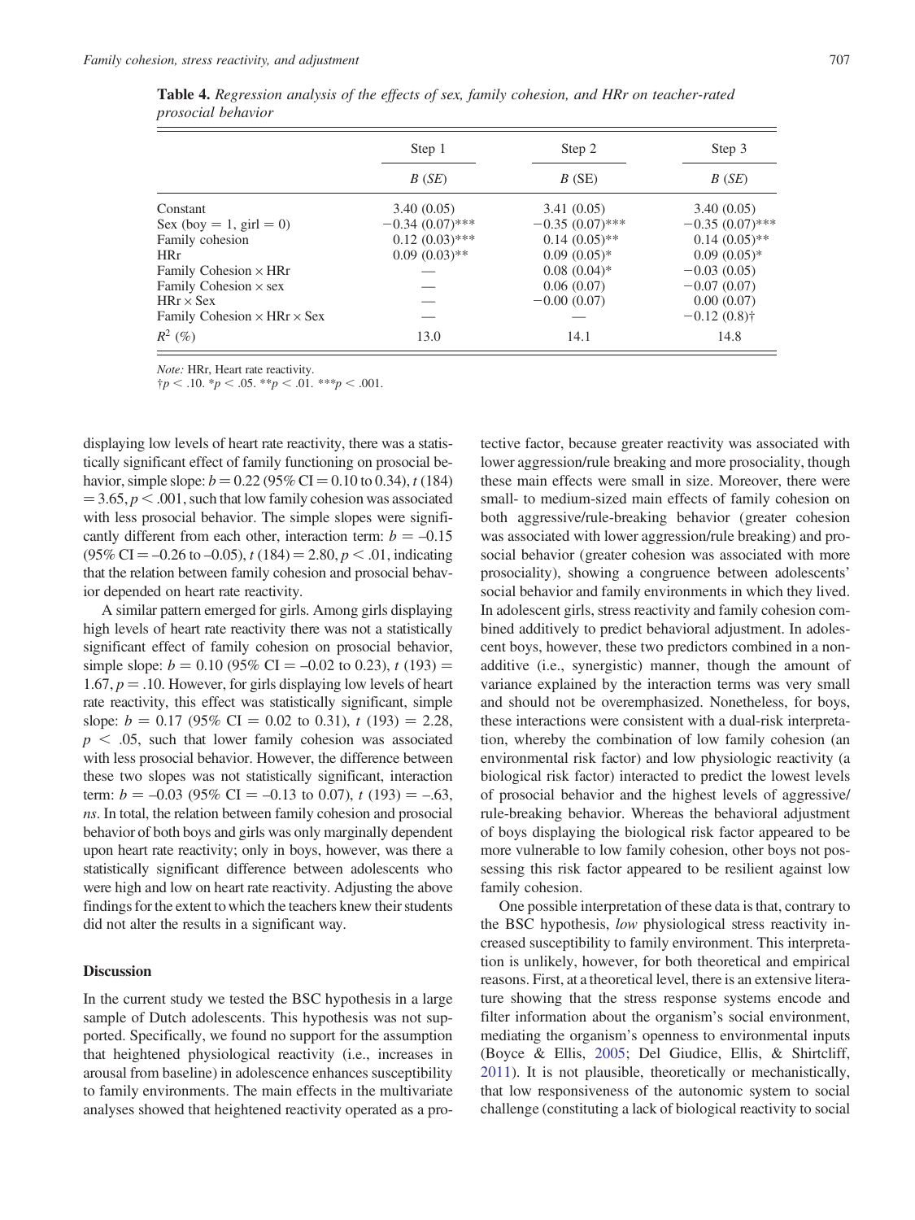**Table 4.** *Regression analysis of the effects of sex, family cohesion, and HRr on teacher-rated prosocial behavior*

| | Step 1 | Step 2 | Step 3 |
|---|---|---|---|
| | *B* (*SE*) | *B* (SE) | *B* (*SE*) |
| Constant | 3.40 (0.05) | 3.41 (0.05) | 3.40 (0.05) |
| Sex (boy = 1, girl = 0) | −0.34 (0.07)*** | −0.35 (0.07)*** | −0.35 (0.07)*** |
| Family cohesion | 0.12 (0.03)*** | 0.14 (0.05)** | 0.14 (0.05)** |
| HRr | 0.09 (0.03)** | 0.09 (0.05)* | 0.09 (0.05)* |
| Family Cohesion × HRr | — | 0.08 (0.04)* | −0.03 (0.05) |
| Family Cohesion × sex | — | 0.06 (0.07) | −0.07 (0.07) |
| HRr × Sex | — | −0.00 (0.07) | 0.00 (0.07) |
| Family Cohesion × HRr × Sex | — | — | −0.12 (0.8)† |
| $R^2$ (%) | 13.0 | 14.1 | 14.8 |

*Note:* HRr, Heart rate reactivity.
†$p < .10$. *$p < .05$. **$p < .01$. ***$p < .001$.

displaying low levels of heart rate reactivity, there was a statistically significant effect of family functioning on prosocial behavior, simple slope: $b = 0.22$ (95% CI = 0.10 to 0.34), $t$ (184) = 3.65, $p < .001$, such that low family cohesion was associated with less prosocial behavior. The simple slopes were significantly different from each other, interaction term: $b = –0.15$ (95% CI = –0.26 to –0.05), $t$ (184) = 2.80, $p < .01$, indicating that the relation between family cohesion and prosocial behavior depended on heart rate reactivity.

A similar pattern emerged for girls. Among girls displaying high levels of heart rate reactivity there was not a statistically significant effect of family cohesion on prosocial behavior, simple slope: $b = 0.10$ (95% CI = –0.02 to 0.23), $t$ (193) = 1.67, $p = .10$. However, for girls displaying low levels of heart rate reactivity, this effect was statistically significant, simple slope: $b = 0.17$ (95% CI = 0.02 to 0.31), $t$ (193) = 2.28, $p < .05$, such that lower family cohesion was associated with less prosocial behavior. However, the difference between these two slopes was not statistically significant, interaction term: $b = –0.03$ (95% CI = –0.13 to 0.07), $t$ (193) = –.63, *ns*. In total, the relation between family cohesion and prosocial behavior of both boys and girls was only marginally dependent upon heart rate reactivity; only in boys, however, was there a statistically significant difference between adolescents who were high and low on heart rate reactivity. Adjusting the above findings for the extent to which the teachers knew their students did not alter the results in a significant way.

### Discussion

In the current study we tested the BSC hypothesis in a large sample of Dutch adolescents. This hypothesis was not supported. Specifically, we found no support for the assumption that heightened physiological reactivity (i.e., increases in arousal from baseline) in adolescence enhances susceptibility to family environments. The main effects in the multivariate analyses showed that heightened reactivity operated as a protective factor, because greater reactivity was associated with lower aggression/rule breaking and more prosociality, though these main effects were small in size. Moreover, there were small- to medium-sized main effects of family cohesion on both aggressive/rule-breaking behavior (greater cohesion was associated with lower aggression/rule breaking) and prosocial behavior (greater cohesion was associated with more prosociality), showing a congruence between adolescents' social behavior and family environments in which they lived. In adolescent girls, stress reactivity and family cohesion combined additively to predict behavioral adjustment. In adolescent boys, however, these two predictors combined in a nonadditive (i.e., synergistic) manner, though the amount of variance explained by the interaction terms was very small and should not be overemphasized. Nonetheless, for boys, these interactions were consistent with a dual-risk interpretation, whereby the combination of low family cohesion (an environmental risk factor) and low physiologic reactivity (a biological risk factor) interacted to predict the lowest levels of prosocial behavior and the highest levels of aggressive/rule-breaking behavior. Whereas the behavioral adjustment of boys displaying the biological risk factor appeared to be more vulnerable to low family cohesion, other boys not possessing this risk factor appeared to be resilient against low family cohesion.

One possible interpretation of these data is that, contrary to the BSC hypothesis, *low* physiological stress reactivity increased susceptibility to family environment. This interpretation is unlikely, however, for both theoretical and empirical reasons. First, at a theoretical level, there is an extensive literature showing that the stress response systems encode and filter information about the organism's social environment, mediating the organism's openness to environmental inputs (Boyce & Ellis, 2005; Del Giudice, Ellis, & Shirtcliff, 2011). It is not plausible, theoretically or mechanistically, that low responsiveness of the autonomic system to social challenge (constituting a lack of biological reactivity to social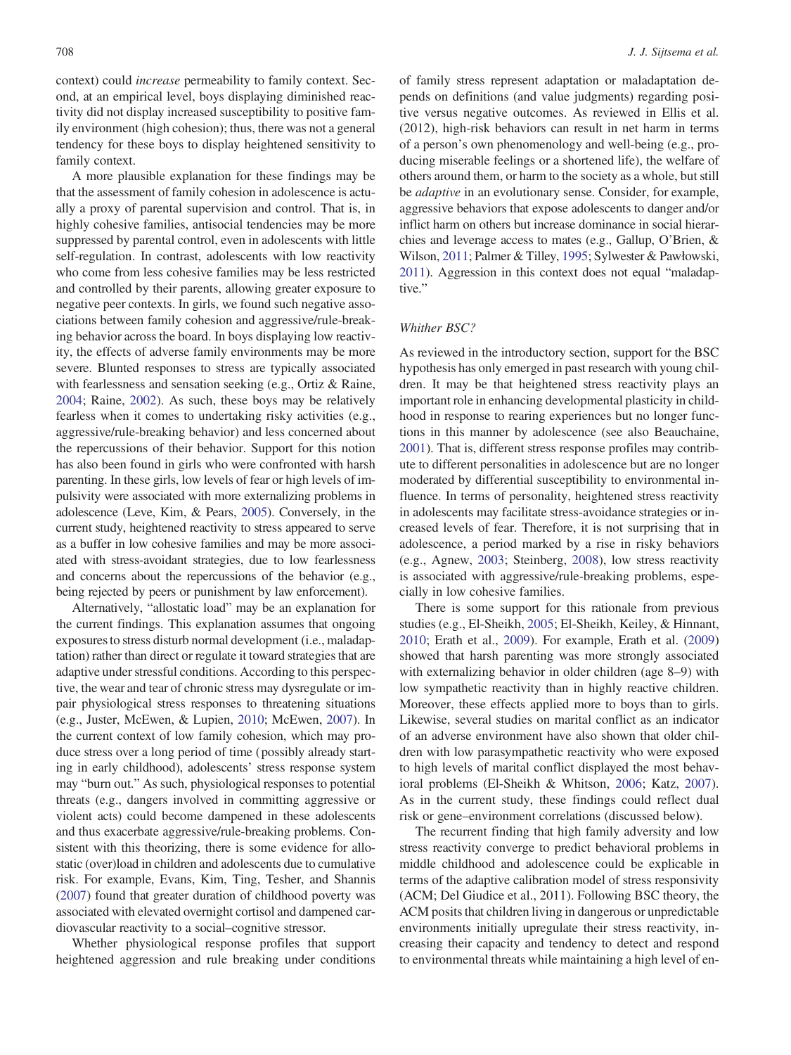context) could *increase* permeability to family context. Second, at an empirical level, boys displaying diminished reactivity did not display increased susceptibility to positive family environment (high cohesion); thus, there was not a general tendency for these boys to display heightened sensitivity to family context.

A more plausible explanation for these findings may be that the assessment of family cohesion in adolescence is actually a proxy of parental supervision and control. That is, in highly cohesive families, antisocial tendencies may be more suppressed by parental control, even in adolescents with little self-regulation. In contrast, adolescents with low reactivity who come from less cohesive families may be less restricted and controlled by their parents, allowing greater exposure to negative peer contexts. In girls, we found such negative associations between family cohesion and aggressive/rule-breaking behavior across the board. In boys displaying low reactivity, the effects of adverse family environments may be more severe. Blunted responses to stress are typically associated with fearlessness and sensation seeking (e.g., Ortiz & Raine, 2004; Raine, 2002). As such, these boys may be relatively fearless when it comes to undertaking risky activities (e.g., aggressive/rule-breaking behavior) and less concerned about the repercussions of their behavior. Support for this notion has also been found in girls who were confronted with harsh parenting. In these girls, low levels of fear or high levels of impulsivity were associated with more externalizing problems in adolescence (Leve, Kim, & Pears, 2005). Conversely, in the current study, heightened reactivity to stress appeared to serve as a buffer in low cohesive families and may be more associated with stress-avoidant strategies, due to low fearlessness and concerns about the repercussions of the behavior (e.g., being rejected by peers or punishment by law enforcement).

Alternatively, "allostatic load" may be an explanation for the current findings. This explanation assumes that ongoing exposures to stress disturb normal development (i.e., maladaptation) rather than direct or regulate it toward strategies that are adaptive under stressful conditions. According to this perspective, the wear and tear of chronic stress may dysregulate or impair physiological stress responses to threatening situations (e.g., Juster, McEwen, & Lupien, 2010; McEwen, 2007). In the current context of low family cohesion, which may produce stress over a long period of time (possibly already starting in early childhood), adolescents' stress response system may "burn out." As such, physiological responses to potential threats (e.g., dangers involved in committing aggressive or violent acts) could become dampened in these adolescents and thus exacerbate aggressive/rule-breaking problems. Consistent with this theorizing, there is some evidence for allostatic (over)load in children and adolescents due to cumulative risk. For example, Evans, Kim, Ting, Tesher, and Shannis (2007) found that greater duration of childhood poverty was associated with elevated overnight cortisol and dampened cardiovascular reactivity to a social–cognitive stressor.

Whether physiological response profiles that support heightened aggression and rule breaking under conditions of family stress represent adaptation or maladaptation depends on definitions (and value judgments) regarding positive versus negative outcomes. As reviewed in Ellis et al. (2012), high-risk behaviors can result in net harm in terms of a person's own phenomenology and well-being (e.g., producing miserable feelings or a shortened life), the welfare of others around them, or harm to the society as a whole, but still be *adaptive* in an evolutionary sense. Consider, for example, aggressive behaviors that expose adolescents to danger and/or inflict harm on others but increase dominance in social hierarchies and leverage access to mates (e.g., Gallup, O'Brien, & Wilson, 2011; Palmer & Tilley, 1995; Sylwester & Pawłowski, 2011). Aggression in this context does not equal "maladaptive."

### *Whither BSC?*

As reviewed in the introductory section, support for the BSC hypothesis has only emerged in past research with young children. It may be that heightened stress reactivity plays an important role in enhancing developmental plasticity in childhood in response to rearing experiences but no longer functions in this manner by adolescence (see also Beauchaine, 2001). That is, different stress response profiles may contribute to different personalities in adolescence but are no longer moderated by differential susceptibility to environmental influence. In terms of personality, heightened stress reactivity in adolescents may facilitate stress-avoidance strategies or increased levels of fear. Therefore, it is not surprising that in adolescence, a period marked by a rise in risky behaviors (e.g., Agnew, 2003; Steinberg, 2008), low stress reactivity is associated with aggressive/rule-breaking problems, especially in low cohesive families.

There is some support for this rationale from previous studies (e.g., El-Sheikh, 2005; El-Sheikh, Keiley, & Hinnant, 2010; Erath et al., 2009). For example, Erath et al. (2009) showed that harsh parenting was more strongly associated with externalizing behavior in older children (age 8–9) with low sympathetic reactivity than in highly reactive children. Moreover, these effects applied more to boys than to girls. Likewise, several studies on marital conflict as an indicator of an adverse environment have also shown that older children with low parasympathetic reactivity who were exposed to high levels of marital conflict displayed the most behavioral problems (El-Sheikh & Whitson, 2006; Katz, 2007). As in the current study, these findings could reflect dual risk or gene–environment correlations (discussed below).

The recurrent finding that high family adversity and low stress reactivity converge to predict behavioral problems in middle childhood and adolescence could be explicable in terms of the adaptive calibration model of stress responsivity (ACM; Del Giudice et al., 2011). Following BSC theory, the ACM posits that children living in dangerous or unpredictable environments initially upregulate their stress reactivity, increasing their capacity and tendency to detect and respond to environmental threats while maintaining a high level of en-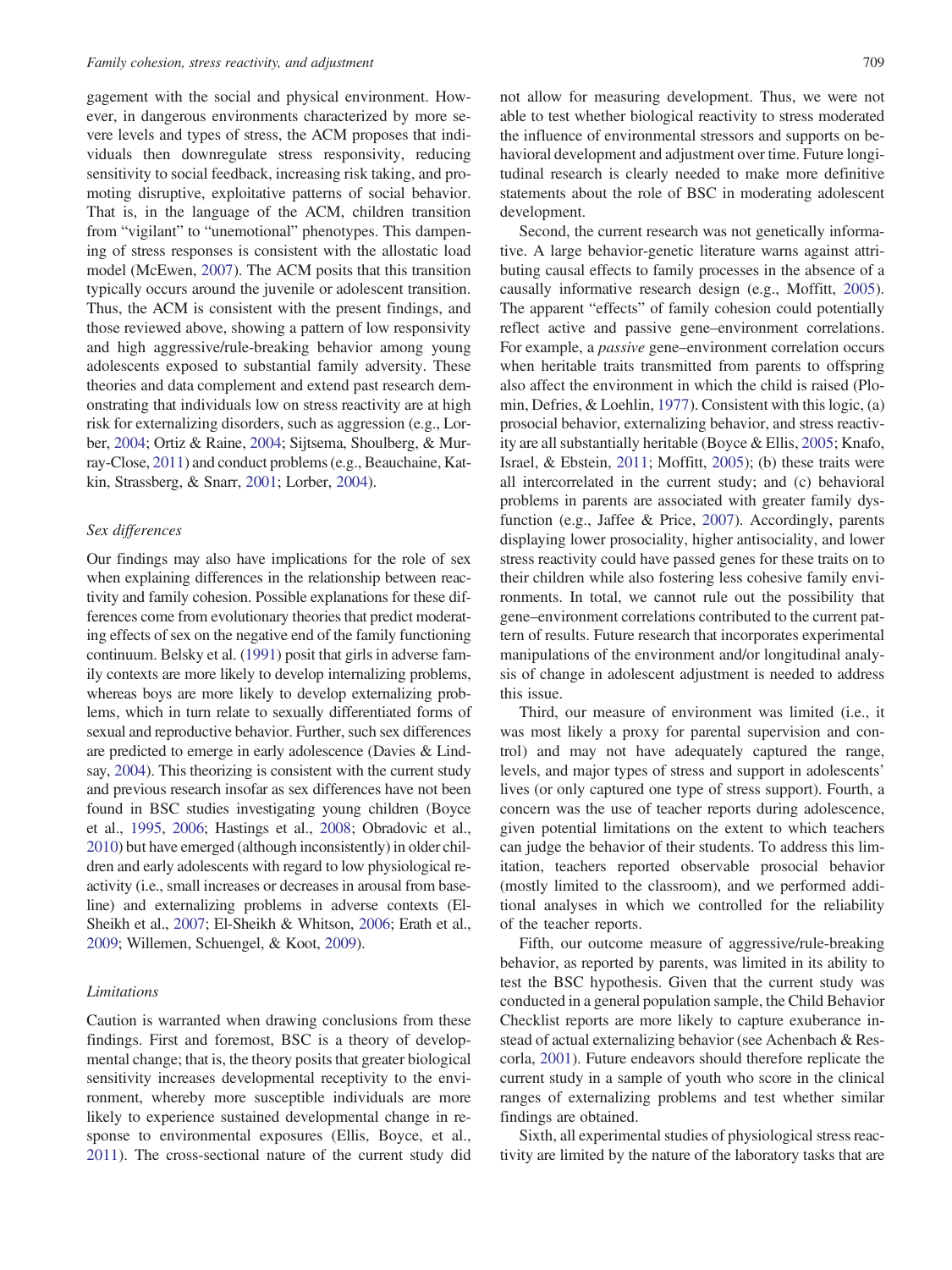gagement with the social and physical environment. However, in dangerous environments characterized by more severe levels and types of stress, the ACM proposes that individuals then downregulate stress responsivity, reducing sensitivity to social feedback, increasing risk taking, and promoting disruptive, exploitative patterns of social behavior. That is, in the language of the ACM, children transition from "vigilant" to "unemotional" phenotypes. This dampening of stress responses is consistent with the allostatic load model (McEwen, 2007). The ACM posits that this transition typically occurs around the juvenile or adolescent transition. Thus, the ACM is consistent with the present findings, and those reviewed above, showing a pattern of low responsivity and high aggressive/rule-breaking behavior among young adolescents exposed to substantial family adversity. These theories and data complement and extend past research demonstrating that individuals low on stress reactivity are at high risk for externalizing disorders, such as aggression (e.g., Lorber, 2004; Ortiz & Raine, 2004; Sijtsema, Shoulberg, & Murray-Close, 2011) and conduct problems (e.g., Beauchaine, Katkin, Strassberg, & Snarr, 2001; Lorber, 2004).

### *Sex differences*

Our findings may also have implications for the role of sex when explaining differences in the relationship between reactivity and family cohesion. Possible explanations for these differences come from evolutionary theories that predict moderating effects of sex on the negative end of the family functioning continuum. Belsky et al. (1991) posit that girls in adverse family contexts are more likely to develop internalizing problems, whereas boys are more likely to develop externalizing problems, which in turn relate to sexually differentiated forms of sexual and reproductive behavior. Further, such sex differences are predicted to emerge in early adolescence (Davies & Lindsay, 2004). This theorizing is consistent with the current study and previous research insofar as sex differences have not been found in BSC studies investigating young children (Boyce et al., 1995, 2006; Hastings et al., 2008; Obradovic et al., 2010) but have emerged (although inconsistently) in older children and early adolescents with regard to low physiological reactivity (i.e., small increases or decreases in arousal from baseline) and externalizing problems in adverse contexts (El-Sheikh et al., 2007; El-Sheikh & Whitson, 2006; Erath et al., 2009; Willemen, Schuengel, & Koot, 2009).

### *Limitations*

Caution is warranted when drawing conclusions from these findings. First and foremost, BSC is a theory of developmental change; that is, the theory posits that greater biological sensitivity increases developmental receptivity to the environment, whereby more susceptible individuals are more likely to experience sustained developmental change in response to environmental exposures (Ellis, Boyce, et al., 2011). The cross-sectional nature of the current study did not allow for measuring development. Thus, we were not able to test whether biological reactivity to stress moderated the influence of environmental stressors and supports on behavioral development and adjustment over time. Future longitudinal research is clearly needed to make more definitive statements about the role of BSC in moderating adolescent development.

Second, the current research was not genetically informative. A large behavior-genetic literature warns against attributing causal effects to family processes in the absence of a causally informative research design (e.g., Moffitt, 2005). The apparent "effects" of family cohesion could potentially reflect active and passive gene–environment correlations. For example, a *passive* gene–environment correlation occurs when heritable traits transmitted from parents to offspring also affect the environment in which the child is raised (Plomin, Defries, & Loehlin, 1977). Consistent with this logic, (a) prosocial behavior, externalizing behavior, and stress reactivity are all substantially heritable (Boyce & Ellis, 2005; Knafo, Israel, & Ebstein, 2011; Moffitt, 2005); (b) these traits were all intercorrelated in the current study; and (c) behavioral problems in parents are associated with greater family dysfunction (e.g., Jaffee & Price, 2007). Accordingly, parents displaying lower prosociality, higher antisociality, and lower stress reactivity could have passed genes for these traits on to their children while also fostering less cohesive family environments. In total, we cannot rule out the possibility that gene–environment correlations contributed to the current pattern of results. Future research that incorporates experimental manipulations of the environment and/or longitudinal analysis of change in adolescent adjustment is needed to address this issue.

Third, our measure of environment was limited (i.e., it was most likely a proxy for parental supervision and control) and may not have adequately captured the range, levels, and major types of stress and support in adolescents' lives (or only captured one type of stress support). Fourth, a concern was the use of teacher reports during adolescence, given potential limitations on the extent to which teachers can judge the behavior of their students. To address this limitation, teachers reported observable prosocial behavior (mostly limited to the classroom), and we performed additional analyses in which we controlled for the reliability of the teacher reports.

Fifth, our outcome measure of aggressive/rule-breaking behavior, as reported by parents, was limited in its ability to test the BSC hypothesis. Given that the current study was conducted in a general population sample, the Child Behavior Checklist reports are more likely to capture exuberance instead of actual externalizing behavior (see Achenbach & Rescorla, 2001). Future endeavors should therefore replicate the current study in a sample of youth who score in the clinical ranges of externalizing problems and test whether similar findings are obtained.

Sixth, all experimental studies of physiological stress reactivity are limited by the nature of the laboratory tasks that are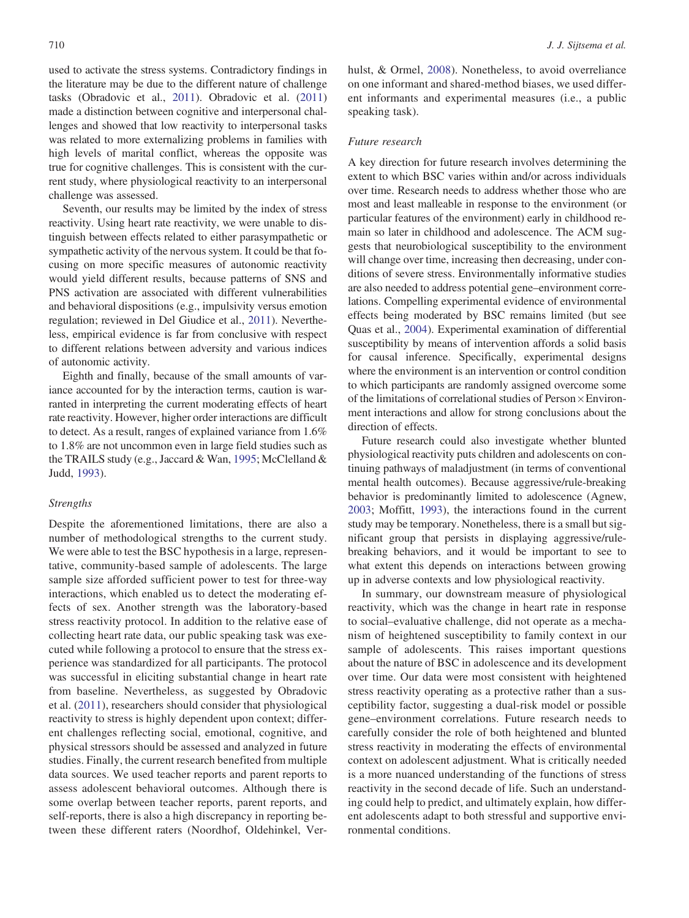used to activate the stress systems. Contradictory findings in the literature may be due to the different nature of challenge tasks (Obradovic et al., 2011). Obradovic et al. (2011) made a distinction between cognitive and interpersonal challenges and showed that low reactivity to interpersonal tasks was related to more externalizing problems in families with high levels of marital conflict, whereas the opposite was true for cognitive challenges. This is consistent with the current study, where physiological reactivity to an interpersonal challenge was assessed.

Seventh, our results may be limited by the index of stress reactivity. Using heart rate reactivity, we were unable to distinguish between effects related to either parasympathetic or sympathetic activity of the nervous system. It could be that focusing on more specific measures of autonomic reactivity would yield different results, because patterns of SNS and PNS activation are associated with different vulnerabilities and behavioral dispositions (e.g., impulsivity versus emotion regulation; reviewed in Del Giudice et al., 2011). Nevertheless, empirical evidence is far from conclusive with respect to different relations between adversity and various indices of autonomic activity.

Eighth and finally, because of the small amounts of variance accounted for by the interaction terms, caution is warranted in interpreting the current moderating effects of heart rate reactivity. However, higher order interactions are difficult to detect. As a result, ranges of explained variance from 1.6% to 1.8% are not uncommon even in large field studies such as the TRAILS study (e.g., Jaccard & Wan, 1995; McClelland & Judd, 1993).

### Strengths

Despite the aforementioned limitations, there are also a number of methodological strengths to the current study. We were able to test the BSC hypothesis in a large, representative, community-based sample of adolescents. The large sample size afforded sufficient power to test for three-way interactions, which enabled us to detect the moderating effects of sex. Another strength was the laboratory-based stress reactivity protocol. In addition to the relative ease of collecting heart rate data, our public speaking task was executed while following a protocol to ensure that the stress experience was standardized for all participants. The protocol was successful in eliciting substantial change in heart rate from baseline. Nevertheless, as suggested by Obradovic et al. (2011), researchers should consider that physiological reactivity to stress is highly dependent upon context; different challenges reflecting social, emotional, cognitive, and physical stressors should be assessed and analyzed in future studies. Finally, the current research benefited from multiple data sources. We used teacher reports and parent reports to assess adolescent behavioral outcomes. Although there is some overlap between teacher reports, parent reports, and self-reports, there is also a high discrepancy in reporting between these different raters (Noordhof, Oldehinkel, Verhulst, & Ormel, 2008). Nonetheless, to avoid overreliance on one informant and shared-method biases, we used different informants and experimental measures (i.e., a public speaking task).

### Future research

A key direction for future research involves determining the extent to which BSC varies within and/or across individuals over time. Research needs to address whether those who are most and least malleable in response to the environment (or particular features of the environment) early in childhood remain so later in childhood and adolescence. The ACM suggests that neurobiological susceptibility to the environment will change over time, increasing then decreasing, under conditions of severe stress. Environmentally informative studies are also needed to address potential gene–environment correlations. Compelling experimental evidence of environmental effects being moderated by BSC remains limited (but see Quas et al., 2004). Experimental examination of differential susceptibility by means of intervention affords a solid basis for causal inference. Specifically, experimental designs where the environment is an intervention or control condition to which participants are randomly assigned overcome some of the limitations of correlational studies of Person × Environment interactions and allow for strong conclusions about the direction of effects.

Future research could also investigate whether blunted physiological reactivity puts children and adolescents on continuing pathways of maladjustment (in terms of conventional mental health outcomes). Because aggressive/rule-breaking behavior is predominantly limited to adolescence (Agnew, 2003; Moffitt, 1993), the interactions found in the current study may be temporary. Nonetheless, there is a small but significant group that persists in displaying aggressive/rule-breaking behaviors, and it would be important to see to what extent this depends on interactions between growing up in adverse contexts and low physiological reactivity.

In summary, our downstream measure of physiological reactivity, which was the change in heart rate in response to social–evaluative challenge, did not operate as a mechanism of heightened susceptibility to family context in our sample of adolescents. This raises important questions about the nature of BSC in adolescence and its development over time. Our data were most consistent with heightened stress reactivity operating as a protective rather than a susceptibility factor, suggesting a dual-risk model or possible gene–environment correlations. Future research needs to carefully consider the role of both heightened and blunted stress reactivity in moderating the effects of environmental context on adolescent adjustment. What is critically needed is a more nuanced understanding of the functions of stress reactivity in the second decade of life. Such an understanding could help to predict, and ultimately explain, how different adolescents adapt to both stressful and supportive environmental conditions.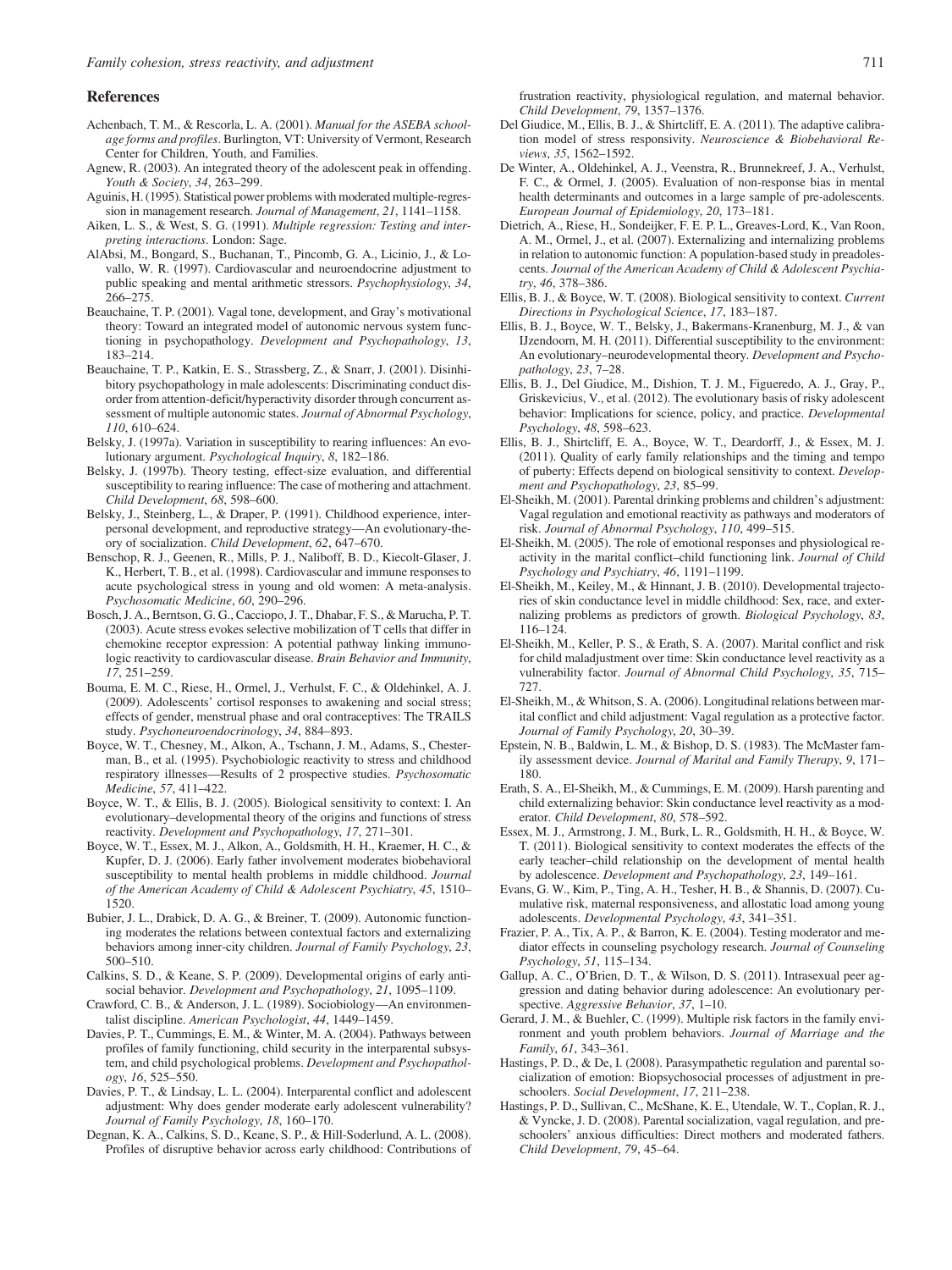## References

Achenbach, T. M., & Rescorla, L. A. (2001). *Manual for the ASEBA school-age forms and profiles*. Burlington, VT: University of Vermont, Research Center for Children, Youth, and Families.

Agnew, R. (2003). An integrated theory of the adolescent peak in offending. *Youth & Society*, *34*, 263–299.

Aguinis, H. (1995). Statistical power problems with moderated multiple-regression in management research. *Journal of Management*, *21*, 1141–1158.

Aiken, L. S., & West, S. G. (1991). *Multiple regression: Testing and interpreting interactions*. London: Sage.

AlAbsi, M., Bongard, S., Buchanan, T., Pincomb, G. A., Licinio, J., & Lovallo, W. R. (1997). Cardiovascular and neuroendocrine adjustment to public speaking and mental arithmetic stressors. *Psychophysiology*, *34*, 266–275.

Beauchaine, T. P. (2001). Vagal tone, development, and Gray's motivational theory: Toward an integrated model of autonomic nervous system functioning in psychopathology. *Development and Psychopathology*, *13*, 183–214.

Beauchaine, T. P., Katkin, E. S., Strassberg, Z., & Snarr, J. (2001). Disinhibitory psychopathology in male adolescents: Discriminating conduct disorder from attention-deficit/hyperactivity disorder through concurrent assessment of multiple autonomic states. *Journal of Abnormal Psychology*, *110*, 610–624.

Belsky, J. (1997a). Variation in susceptibility to rearing influences: An evolutionary argument. *Psychological Inquiry*, *8*, 182–186.

Belsky, J. (1997b). Theory testing, effect-size evaluation, and differential susceptibility to rearing influence: The case of mothering and attachment. *Child Development*, *68*, 598–600.

Belsky, J., Steinberg, L., & Draper, P. (1991). Childhood experience, interpersonal development, and reproductive strategy—An evolutionary-theory of socialization. *Child Development*, *62*, 647–670.

Benschop, R. J., Geenen, R., Mills, P. J., Naliboff, B. D., Kiecolt-Glaser, J. K., Herbert, T. B., et al. (1998). Cardiovascular and immune responses to acute psychological stress in young and old women: A meta-analysis. *Psychosomatic Medicine*, *60*, 290–296.

Bosch, J. A., Berntson, G. G., Cacciopo, J. T., Dhabar, F. S., & Marucha, P. T. (2003). Acute stress evokes selective mobilization of T cells that differ in chemokine receptor expression: A potential pathway linking immunologic reactivity to cardiovascular disease. *Brain Behavior and Immunity*, *17*, 251–259.

Bouma, E. M. C., Riese, H., Ormel, J., Verhulst, F. C., & Oldehinkel, A. J. (2009). Adolescents' cortisol responses to awakening and social stress; effects of gender, menstrual phase and oral contraceptives: The TRAILS study. *Psychoneuroendocrinology*, *34*, 884–893.

Boyce, W. T., Chesney, M., Alkon, A., Tschann, J. M., Adams, S., Chesterman, B., et al. (1995). Psychobiologic reactivity to stress and childhood respiratory illnesses—Results of 2 prospective studies. *Psychosomatic Medicine*, *57*, 411–422.

Boyce, W. T., & Ellis, B. J. (2005). Biological sensitivity to context: I. An evolutionary–developmental theory of the origins and functions of stress reactivity. *Development and Psychopathology*, *17*, 271–301.

Boyce, W. T., Essex, M. J., Alkon, A., Goldsmith, H. H., Kraemer, H. C., & Kupfer, D. J. (2006). Early father involvement moderates biobehavioral susceptibility to mental health problems in middle childhood. *Journal of the American Academy of Child & Adolescent Psychiatry*, *45*, 1510–1520.

Bubier, J. L., Drabick, D. A. G., & Breiner, T. (2009). Autonomic functioning moderates the relations between contextual factors and externalizing behaviors among inner-city children. *Journal of Family Psychology*, *23*, 500–510.

Calkins, S. D., & Keane, S. P. (2009). Developmental origins of early antisocial behavior. *Development and Psychopathology*, *21*, 1095–1109.

Crawford, C. B., & Anderson, J. L. (1989). Sociobiology—An environmentalist discipline. *American Psychologist*, *44*, 1449–1459.

Davies, P. T., Cummings, E. M., & Winter, M. A. (2004). Pathways between profiles of family functioning, child security in the interparental subsystem, and child psychological problems. *Development and Psychopathology*, *16*, 525–550.

Davies, P. T., & Lindsay, L. L. (2004). Interparental conflict and adolescent adjustment: Why does gender moderate early adolescent vulnerability? *Journal of Family Psychology*, *18*, 160–170.

Degnan, K. A., Calkins, S. D., Keane, S. P., & Hill-Soderlund, A. L. (2008). Profiles of disruptive behavior across early childhood: Contributions of frustration reactivity, physiological regulation, and maternal behavior. *Child Development*, *79*, 1357–1376.

Del Giudice, M., Ellis, B. J., & Shirtcliff, E. A. (2011). The adaptive calibration model of stress responsivity. *Neuroscience & Biobehavioral Reviews*, *35*, 1562–1592.

De Winter, A., Oldehinkel, A. J., Veenstra, R., Brunnekreef, J. A., Verhulst, F. C., & Ormel, J. (2005). Evaluation of non-response bias in mental health determinants and outcomes in a large sample of pre-adolescents. *European Journal of Epidemiology*, *20*, 173–181.

Dietrich, A., Riese, H., Sondeijker, F. E. P. L., Greaves-Lord, K., Van Roon, A. M., Ormel, J., et al. (2007). Externalizing and internalizing problems in relation to autonomic function: A population-based study in preadolescents. *Journal of the American Academy of Child & Adolescent Psychiatry*, *46*, 378–386.

Ellis, B. J., & Boyce, W. T. (2008). Biological sensitivity to context. *Current Directions in Psychological Science*, *17*, 183–187.

Ellis, B. J., Boyce, W. T., Belsky, J., Bakermans-Kranenburg, M. J., & van IJzendoorn, M. H. (2011). Differential susceptibility to the environment: An evolutionary–neurodevelopmental theory. *Development and Psychopathology*, *23*, 7–28.

Ellis, B. J., Del Giudice, M., Dishion, T. J. M., Figueredo, A. J., Gray, P., Griskevicius, V., et al. (2012). The evolutionary basis of risky adolescent behavior: Implications for science, policy, and practice. *Developmental Psychology*, *48*, 598–623.

Ellis, B. J., Shirtcliff, E. A., Boyce, W. T., Deardorff, J., & Essex, M. J. (2011). Quality of early family relationships and the timing and tempo of puberty: Effects depend on biological sensitivity to context. *Development and Psychopathology*, *23*, 85–99.

El-Sheikh, M. (2001). Parental drinking problems and children's adjustment: Vagal regulation and emotional reactivity as pathways and moderators of risk. *Journal of Abnormal Psychology*, *110*, 499–515.

El-Sheikh, M. (2005). The role of emotional responses and physiological reactivity in the marital conflict–child functioning link. *Journal of Child Psychology and Psychiatry*, *46*, 1191–1199.

El-Sheikh, M., Keiley, M., & Hinnant, J. B. (2010). Developmental trajectories of skin conductance level in middle childhood: Sex, race, and externalizing problems as predictors of growth. *Biological Psychology*, *83*, 116–124.

El-Sheikh, M., Keller, P. S., & Erath, S. A. (2007). Marital conflict and risk for child maladjustment over time: Skin conductance level reactivity as a vulnerability factor. *Journal of Abnormal Child Psychology*, *35*, 715–727.

El-Sheikh, M., & Whitson, S. A. (2006). Longitudinal relations between marital conflict and child adjustment: Vagal regulation as a protective factor. *Journal of Family Psychology*, *20*, 30–39.

Epstein, N. B., Baldwin, L. M., & Bishop, D. S. (1983). The McMaster family assessment device. *Journal of Marital and Family Therapy*, *9*, 171–180.

Erath, S. A., El-Sheikh, M., & Cummings, E. M. (2009). Harsh parenting and child externalizing behavior: Skin conductance level reactivity as a moderator. *Child Development*, *80*, 578–592.

Essex, M. J., Armstrong, J. M., Burk, L. R., Goldsmith, H. H., & Boyce, W. T. (2011). Biological sensitivity to context moderates the effects of the early teacher–child relationship on the development of mental health by adolescence. *Development and Psychopathology*, *23*, 149–161.

Evans, G. W., Kim, P., Ting, A. H., Tesher, H. B., & Shannis, D. (2007). Cumulative risk, maternal responsiveness, and allostatic load among young adolescents. *Developmental Psychology*, *43*, 341–351.

Frazier, P. A., Tix, A. P., & Barron, K. E. (2004). Testing moderator and mediator effects in counseling psychology research. *Journal of Counseling Psychology*, *51*, 115–134.

Gallup, A. C., O'Brien, D. T., & Wilson, D. S. (2011). Intrasexual peer aggression and dating behavior during adolescence: An evolutionary perspective. *Aggressive Behavior*, *37*, 1–10.

Gerard, J. M., & Buehler, C. (1999). Multiple risk factors in the family environment and youth problem behaviors. *Journal of Marriage and the Family*, *61*, 343–361.

Hastings, P. D., & De, I. (2008). Parasympathetic regulation and parental socialization of emotion: Biopsychosocial processes of adjustment in preschoolers. *Social Development*, *17*, 211–238.

Hastings, P. D., Sullivan, C., McShane, K. E., Utendale, W. T., Coplan, R. J., & Vyncke, J. D. (2008). Parental socialization, vagal regulation, and preschoolers' anxious difficulties: Direct mothers and moderated fathers. *Child Development*, *79*, 45–64.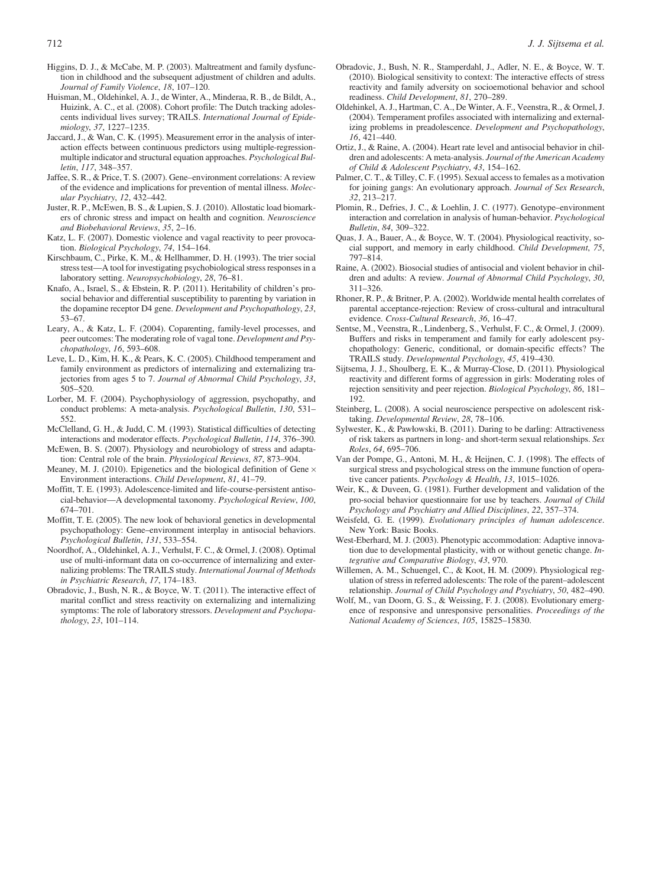Higgins, D. J., & McCabe, M. P. (2003). Maltreatment and family dysfunction in childhood and the subsequent adjustment of children and adults. *Journal of Family Violence*, *18*, 107–120.

Huisman, M., Oldehinkel, A. J., de Winter, A., Minderaa, R. B., de Bildt, A., Huizink, A. C., et al. (2008). Cohort profile: The Dutch tracking adolescents individual lives survey; TRAILS. *International Journal of Epidemiology*, *37*, 1227–1235.

Jaccard, J., & Wan, C. K. (1995). Measurement error in the analysis of interaction effects between continuous predictors using multiple-regression-multiple indicator and structural equation approaches. *Psychological Bulletin*, *117*, 348–357.

Jaffee, S. R., & Price, T. S. (2007). Gene–environment correlations: A review of the evidence and implications for prevention of mental illness. *Molecular Psychiatry*, *12*, 432–442.

Juster, R. P., McEwen, B. S., & Lupien, S. J. (2010). Allostatic load biomarkers of chronic stress and impact on health and cognition. *Neuroscience and Biobehavioral Reviews*, *35*, 2–16.

Katz, L. F. (2007). Domestic violence and vagal reactivity to peer provocation. *Biological Psychology*, *74*, 154–164.

Kirschbaum, C., Pirke, K. M., & Hellhammer, D. H. (1993). The trier social stress test—A tool for investigating psychobiological stress responses in a laboratory setting. *Neuropsychobiology*, *28*, 76–81.

Knafo, A., Israel, S., & Ebstein, R. P. (2011). Heritability of children's prosocial behavior and differential susceptibility to parenting by variation in the dopamine receptor D4 gene. *Development and Psychopathology*, *23*, 53–67.

Leary, A., & Katz, L. F. (2004). Coparenting, family-level processes, and peer outcomes: The moderating role of vagal tone. *Development and Psychopathology*, *16*, 593–608.

Leve, L. D., Kim, H. K., & Pears, K. C. (2005). Childhood temperament and family environment as predictors of internalizing and externalizing trajectories from ages 5 to 7. *Journal of Abnormal Child Psychology*, *33*, 505–520.

Lorber, M. F. (2004). Psychophysiology of aggression, psychopathy, and conduct problems: A meta-analysis. *Psychological Bulletin*, *130*, 531–552.

McClelland, G. H., & Judd, C. M. (1993). Statistical difficulties of detecting interactions and moderator effects. *Psychological Bulletin*, *114*, 376–390.

McEwen, B. S. (2007). Physiology and neurobiology of stress and adaptation: Central role of the brain. *Physiological Reviews*, *87*, 873–904.

Meaney, M. J. (2010). Epigenetics and the biological definition of Gene × Environment interactions. *Child Development*, *81*, 41–79.

Moffitt, T. E. (1993). Adolescence-limited and life-course-persistent antisocial-behavior—A developmental taxonomy. *Psychological Review*, *100*, 674–701.

Moffitt, T. E. (2005). The new look of behavioral genetics in developmental psychopathology: Gene–environment interplay in antisocial behaviors. *Psychological Bulletin*, *131*, 533–554.

Noordhof, A., Oldehinkel, A. J., Verhulst, F. C., & Ormel, J. (2008). Optimal use of multi-informant data on co-occurrence of internalizing and externalizing problems: The TRAILS study. *International Journal of Methods in Psychiatric Research*, *17*, 174–183.

Obradovic, J., Bush, N. R., & Boyce, W. T. (2011). The interactive effect of marital conflict and stress reactivity on externalizing and internalizing symptoms: The role of laboratory stressors. *Development and Psychopathology*, *23*, 101–114.

Obradovic, J., Bush, N. R., Stamperdahl, J., Adler, N. E., & Boyce, W. T. (2010). Biological sensitivity to context: The interactive effects of stress reactivity and family adversity on socioemotional behavior and school readiness. *Child Development*, *81*, 270–289.

Oldehinkel, A. J., Hartman, C. A., De Winter, A. F., Veenstra, R., & Ormel, J. (2004). Temperament profiles associated with internalizing and externalizing problems in preadolescence. *Development and Psychopathology*, *16*, 421–440.

Ortiz, J., & Raine, A. (2004). Heart rate level and antisocial behavior in children and adolescents: A meta-analysis. *Journal of the American Academy of Child & Adolescent Psychiatry*, *43*, 154–162.

Palmer, C. T., & Tilley, C. F. (1995). Sexual access to females as a motivation for joining gangs: An evolutionary approach. *Journal of Sex Research*, *32*, 213–217.

Plomin, R., Defries, J. C., & Loehlin, J. C. (1977). Genotype–environment interaction and correlation in analysis of human-behavior. *Psychological Bulletin*, *84*, 309–322.

Quas, J. A., Bauer, A., & Boyce, W. T. (2004). Physiological reactivity, social support, and memory in early childhood. *Child Development*, *75*, 797–814.

Raine, A. (2002). Biosocial studies of antisocial and violent behavior in children and adults: A review. *Journal of Abnormal Child Psychology*, *30*, 311–326.

Rhoner, R. P., & Britner, P. A. (2002). Worldwide mental health correlates of parental acceptance-rejection: Review of cross-cultural and intracultural evidence. *Cross-Cultural Research*, *36*, 16–47.

Sentse, M., Veenstra, R., Lindenberg, S., Verhulst, F. C., & Ormel, J. (2009). Buffers and risks in temperament and family for early adolescent psychopathology: Generic, conditional, or domain-specific effects? The TRAILS study. *Developmental Psychology*, *45*, 419–430.

Sijtsema, J. J., Shoulberg, E. K., & Murray-Close, D. (2011). Physiological reactivity and different forms of aggression in girls: Moderating roles of rejection sensitivity and peer rejection. *Biological Psychology*, *86*, 181–192.

Steinberg, L. (2008). A social neuroscience perspective on adolescent risk-taking. *Developmental Review*, *28*, 78–106.

Sylwester, K., & Pawłowski, B. (2011). Daring to be darling: Attractiveness of risk takers as partners in long- and short-term sexual relationships. *Sex Roles*, *64*, 695–706.

Van der Pompe, G., Antoni, M. H., & Heijnen, C. J. (1998). The effects of surgical stress and psychological stress on the immune function of operative cancer patients. *Psychology & Health*, *13*, 1015–1026.

Weir, K., & Duveen, G. (1981). Further development and validation of the pro-social behavior questionnaire for use by teachers. *Journal of Child Psychology and Psychiatry and Allied Disciplines*, *22*, 357–374.

Weisfeld, G. E. (1999). *Evolutionary principles of human adolescence*. New York: Basic Books.

West-Eberhard, M. J. (2003). Phenotypic accommodation: Adaptive innovation due to developmental plasticity, with or without genetic change. *Integrative and Comparative Biology*, *43*, 970.

Willemen, A. M., Schuengel, C., & Koot, H. M. (2009). Physiological regulation of stress in referred adolescents: The role of the parent–adolescent relationship. *Journal of Child Psychology and Psychiatry*, *50*, 482–490.

Wolf, M., van Doorn, G. S., & Weissing, F. J. (2008). Evolutionary emergence of responsive and unresponsive personalities. *Proceedings of the National Academy of Sciences*, *105*, 15825–15830.